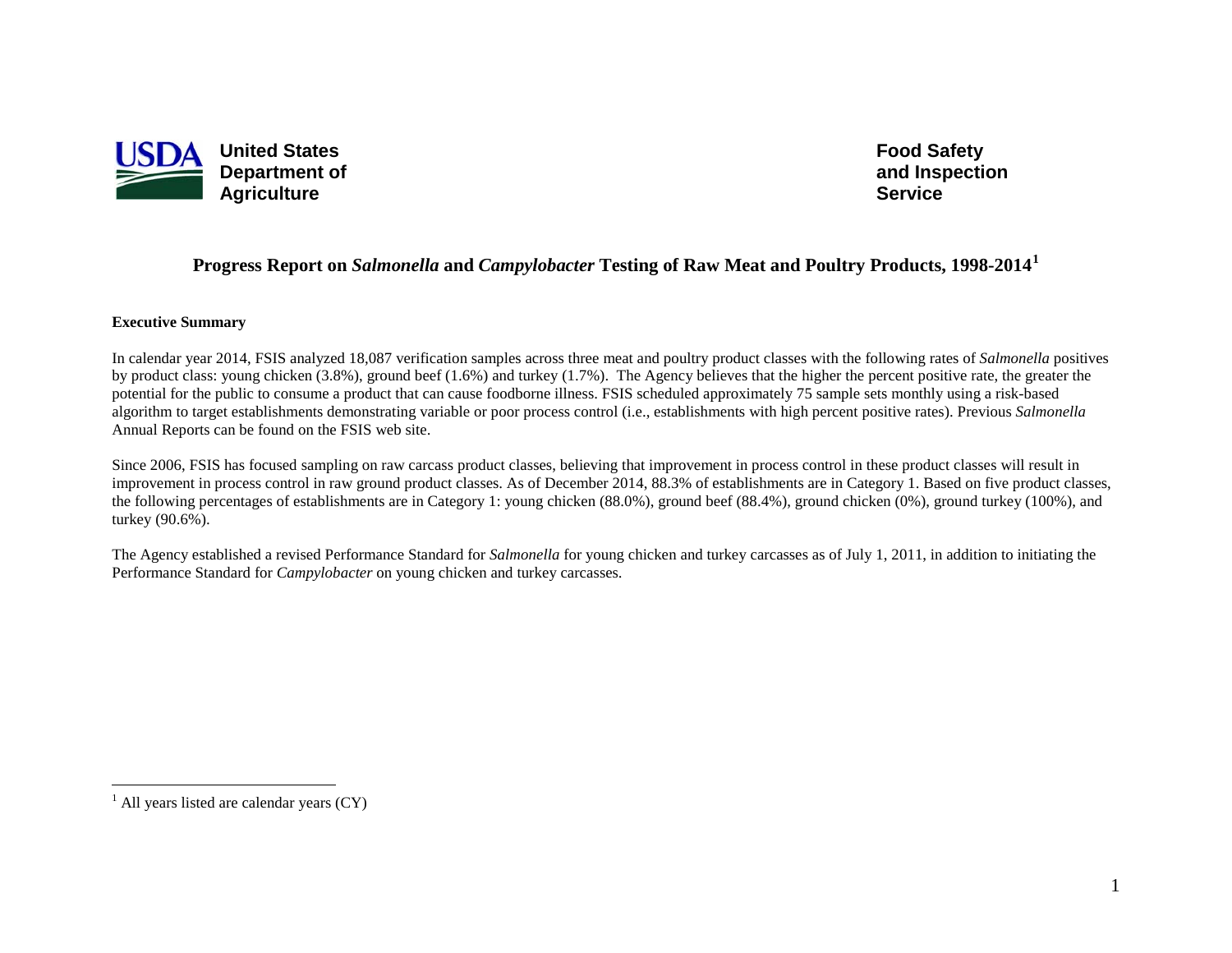United States Department of Agriculture

Food Safety and Inspection Service

# Progress Report on *Salmonella* and *Campylobacter* Testing of Raw Meat and Poultry Products, 1998-2014[1]

**Executive Summary**

In calendar year 2014, FSIS analyzed 18,087 verification samples across three meat and poultry product classes with the following rates of *Salmonella* positives by product class: young chicken (3.8%), ground beef (1.6%) and turkey (1.7%). The Agency believes that the higher the percent positive rate, the greater the potential for the public to consume a product that can cause foodborne illness. FSIS scheduled approximately 75 sample sets monthly using a risk-based algorithm to target establishments demonstrating variable or poor process control (i.e., establishments with high percent positive rates). Previous *Salmonella* Annual Reports can be found on the FSIS web site.

Since 2006, FSIS has focused sampling on raw carcass product classes, believing that improvement in process control in these product classes will result in improvement in process control in raw ground product classes. As of December 2014, 88.3% of establishments are in Category 1. Based on five product classes, the following percentages of establishments are in Category 1: young chicken (88.0%), ground beef (88.4%), ground chicken (0%), ground turkey (100%), and turkey (90.6%).

The Agency established a revised Performance Standard for *Salmonella* for young chicken and turkey carcasses as of July 1, 2011, in addition to initiating the Performance Standard for *Campylobacter* on young chicken and turkey carcasses.

[1] All years listed are calendar years (CY)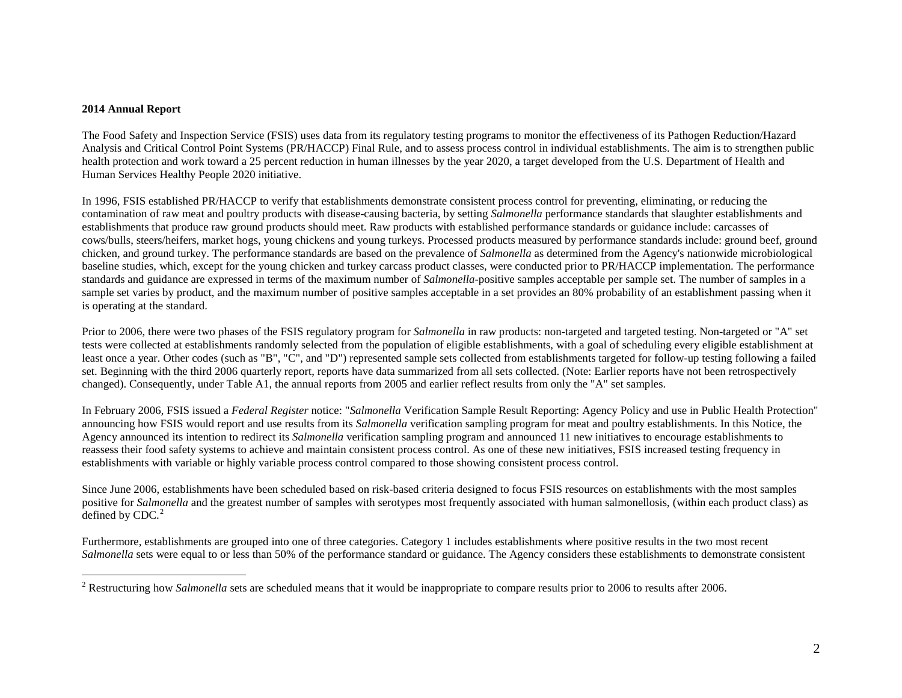**2014 Annual Report**

The Food Safety and Inspection Service (FSIS) uses data from its regulatory testing programs to monitor the effectiveness of its Pathogen Reduction/Hazard Analysis and Critical Control Point Systems (PR/HACCP) Final Rule, and to assess process control in individual establishments. The aim is to strengthen public health protection and work toward a 25 percent reduction in human illnesses by the year 2020, a target developed from the U.S. Department of Health and Human Services Healthy People 2020 initiative.

In 1996, FSIS established PR/HACCP to verify that establishments demonstrate consistent process control for preventing, eliminating, or reducing the contamination of raw meat and poultry products with disease-causing bacteria, by setting *Salmonella* performance standards that slaughter establishments and establishments that produce raw ground products should meet. Raw products with established performance standards or guidance include: carcasses of cows/bulls, steers/heifers, market hogs, young chickens and young turkeys. Processed products measured by performance standards include: ground beef, ground chicken, and ground turkey. The performance standards are based on the prevalence of *Salmonella* as determined from the Agency's nationwide microbiological baseline studies, which, except for the young chicken and turkey carcass product classes, were conducted prior to PR/HACCP implementation. The performance standards and guidance are expressed in terms of the maximum number of *Salmonella*-positive samples acceptable per sample set. The number of samples in a sample set varies by product, and the maximum number of positive samples acceptable in a set provides an 80% probability of an establishment passing when it is operating at the standard.

Prior to 2006, there were two phases of the FSIS regulatory program for *Salmonella* in raw products: non-targeted and targeted testing. Non-targeted or "A" set tests were collected at establishments randomly selected from the population of eligible establishments, with a goal of scheduling every eligible establishment at least once a year. Other codes (such as "B", "C", and "D") represented sample sets collected from establishments targeted for follow-up testing following a failed set. Beginning with the third 2006 quarterly report, reports have data summarized from all sets collected. (Note: Earlier reports have not been retrospectively changed). Consequently, under Table A1, the annual reports from 2005 and earlier reflect results from only the "A" set samples.

In February 2006, FSIS issued a *Federal Register* notice: "*Salmonella* Verification Sample Result Reporting: Agency Policy and use in Public Health Protection" announcing how FSIS would report and use results from its *Salmonella* verification sampling program for meat and poultry establishments. In this Notice, the Agency announced its intention to redirect its *Salmonella* verification sampling program and announced 11 new initiatives to encourage establishments to reassess their food safety systems to achieve and maintain consistent process control. As one of these new initiatives, FSIS increased testing frequency in establishments with variable or highly variable process control compared to those showing consistent process control.

Since June 2006, establishments have been scheduled based on risk-based criteria designed to focus FSIS resources on establishments with the most samples positive for *Salmonella* and the greatest number of samples with serotypes most frequently associated with human salmonellosis, (within each product class) as defined by CDC.[2]

Furthermore, establishments are grouped into one of three categories. Category 1 includes establishments where positive results in the two most recent *Salmonella* sets were equal to or less than 50% of the performance standard or guidance. The Agency considers these establishments to demonstrate consistent

[2] Restructuring how *Salmonella* sets are scheduled means that it would be inappropriate to compare results prior to 2006 to results after 2006.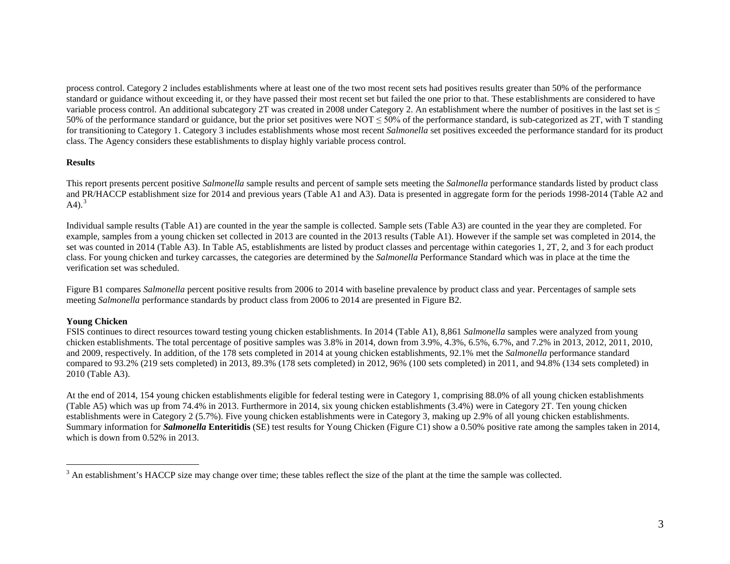process control. Category 2 includes establishments where at least one of the two most recent sets had positives results greater than 50% of the performance standard or guidance without exceeding it, or they have passed their most recent set but failed the one prior to that. These establishments are considered to have variable process control. An additional subcategory 2T was created in 2008 under Category 2. An establishment where the number of positives in the last set is ≤ 50% of the performance standard or guidance, but the prior set positives were NOT ≤ 50% of the performance standard, is sub-categorized as 2T, with T standing for transitioning to Category 1. Category 3 includes establishments whose most recent *Salmonella* set positives exceeded the performance standard for its product class. The Agency considers these establishments to display highly variable process control.

**Results**

This report presents percent positive *Salmonella* sample results and percent of sample sets meeting the *Salmonella* performance standards listed by product class and PR/HACCP establishment size for 2014 and previous years (Table A1 and A3). Data is presented in aggregate form for the periods 1998-2014 (Table A2 and A4).[3]

Individual sample results (Table A1) are counted in the year the sample is collected. Sample sets (Table A3) are counted in the year they are completed. For example, samples from a young chicken set collected in 2013 are counted in the 2013 results (Table A1). However if the sample set was completed in 2014, the set was counted in 2014 (Table A3). In Table A5, establishments are listed by product classes and percentage within categories 1, 2T, 2, and 3 for each product class. For young chicken and turkey carcasses, the categories are determined by the *Salmonella* Performance Standard which was in place at the time the verification set was scheduled.

Figure B1 compares *Salmonella* percent positive results from 2006 to 2014 with baseline prevalence by product class and year. Percentages of sample sets meeting *Salmonella* performance standards by product class from 2006 to 2014 are presented in Figure B2.

**Young Chicken**

FSIS continues to direct resources toward testing young chicken establishments. In 2014 (Table A1), 8,861 *Salmonella* samples were analyzed from young chicken establishments. The total percentage of positive samples was 3.8% in 2014, down from 3.9%, 4.3%, 6.5%, 6.7%, and 7.2% in 2013, 2012, 2011, 2010, and 2009, respectively. In addition, of the 178 sets completed in 2014 at young chicken establishments, 92.1% met the *Salmonella* performance standard compared to 93.2% (219 sets completed) in 2013, 89.3% (178 sets completed) in 2012, 96% (100 sets completed) in 2011, and 94.8% (134 sets completed) in 2010 (Table A3).

At the end of 2014, 154 young chicken establishments eligible for federal testing were in Category 1, comprising 88.0% of all young chicken establishments (Table A5) which was up from 74.4% in 2013. Furthermore in 2014, six young chicken establishments (3.4%) were in Category 2T. Ten young chicken establishments were in Category 2 (5.7%). Five young chicken establishments were in Category 3, making up 2.9% of all young chicken establishments. Summary information for ***Salmonella* Enteritidis** (SE) test results for Young Chicken (Figure C1) show a 0.50% positive rate among the samples taken in 2014, which is down from 0.52% in 2013.

---

[3] An establishment's HACCP size may change over time; these tables reflect the size of the plant at the time the sample was collected.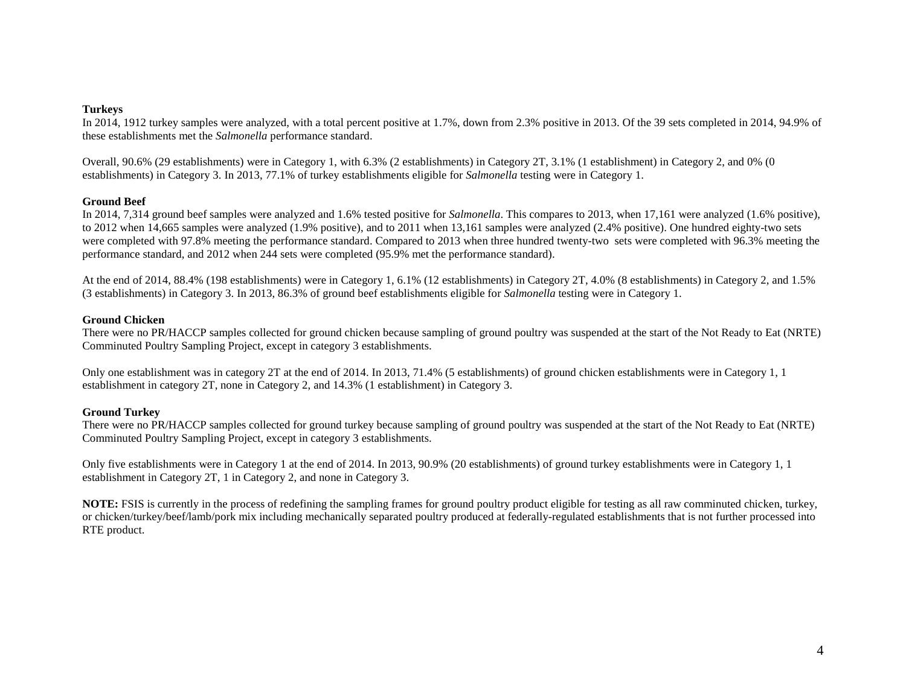**Turkeys**

In 2014, 1912 turkey samples were analyzed, with a total percent positive at 1.7%, down from 2.3% positive in 2013. Of the 39 sets completed in 2014, 94.9% of these establishments met the *Salmonella* performance standard.

Overall, 90.6% (29 establishments) were in Category 1, with 6.3% (2 establishments) in Category 2T, 3.1% (1 establishment) in Category 2, and 0% (0 establishments) in Category 3. In 2013, 77.1% of turkey establishments eligible for *Salmonella* testing were in Category 1.

**Ground Beef**

In 2014, 7,314 ground beef samples were analyzed and 1.6% tested positive for *Salmonella*. This compares to 2013, when 17,161 were analyzed (1.6% positive), to 2012 when 14,665 samples were analyzed (1.9% positive), and to 2011 when 13,161 samples were analyzed (2.4% positive). One hundred eighty-two sets were completed with 97.8% meeting the performance standard. Compared to 2013 when three hundred twenty-two sets were completed with 96.3% meeting the performance standard, and 2012 when 244 sets were completed (95.9% met the performance standard).

At the end of 2014, 88.4% (198 establishments) were in Category 1, 6.1% (12 establishments) in Category 2T, 4.0% (8 establishments) in Category 2, and 1.5% (3 establishments) in Category 3. In 2013, 86.3% of ground beef establishments eligible for *Salmonella* testing were in Category 1.

**Ground Chicken**

There were no PR/HACCP samples collected for ground chicken because sampling of ground poultry was suspended at the start of the Not Ready to Eat (NRTE) Comminuted Poultry Sampling Project, except in category 3 establishments.

Only one establishment was in category 2T at the end of 2014. In 2013, 71.4% (5 establishments) of ground chicken establishments were in Category 1, 1 establishment in category 2T, none in Category 2, and 14.3% (1 establishment) in Category 3.

**Ground Turkey**

There were no PR/HACCP samples collected for ground turkey because sampling of ground poultry was suspended at the start of the Not Ready to Eat (NRTE) Comminuted Poultry Sampling Project, except in category 3 establishments.

Only five establishments were in Category 1 at the end of 2014. In 2013, 90.9% (20 establishments) of ground turkey establishments were in Category 1, 1 establishment in Category 2T, 1 in Category 2, and none in Category 3.

**NOTE:** FSIS is currently in the process of redefining the sampling frames for ground poultry product eligible for testing as all raw comminuted chicken, turkey, or chicken/turkey/beef/lamb/pork mix including mechanically separated poultry produced at federally-regulated establishments that is not further processed into RTE product.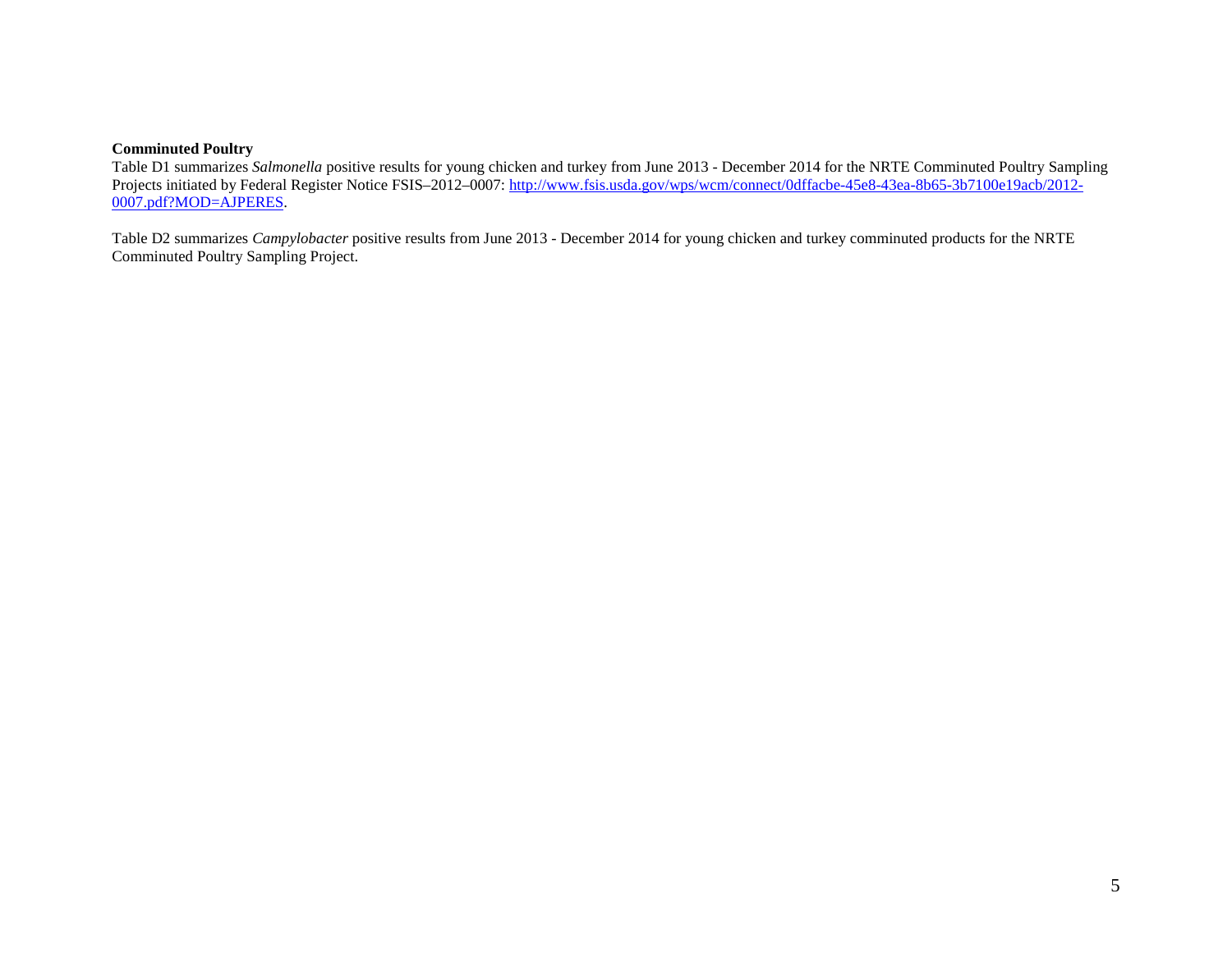**Comminuted Poultry**

Table D1 summarizes *Salmonella* positive results for young chicken and turkey from June 2013 - December 2014 for the NRTE Comminuted Poultry Sampling Projects initiated by Federal Register Notice FSIS–2012–0007: [http://www.fsis.usda.gov/wps/wcm/connect/0dffacbe-45e8-43ea-8b65-3b7100e19acb/2012-0007.pdf?MOD=AJPERES](http://www.fsis.usda.gov/wps/wcm/connect/0dffacbe-45e8-43ea-8b65-3b7100e19acb/2012-0007.pdf?MOD=AJPERES).

Table D2 summarizes *Campylobacter* positive results from June 2013 - December 2014 for young chicken and turkey comminuted products for the NRTE Comminuted Poultry Sampling Project.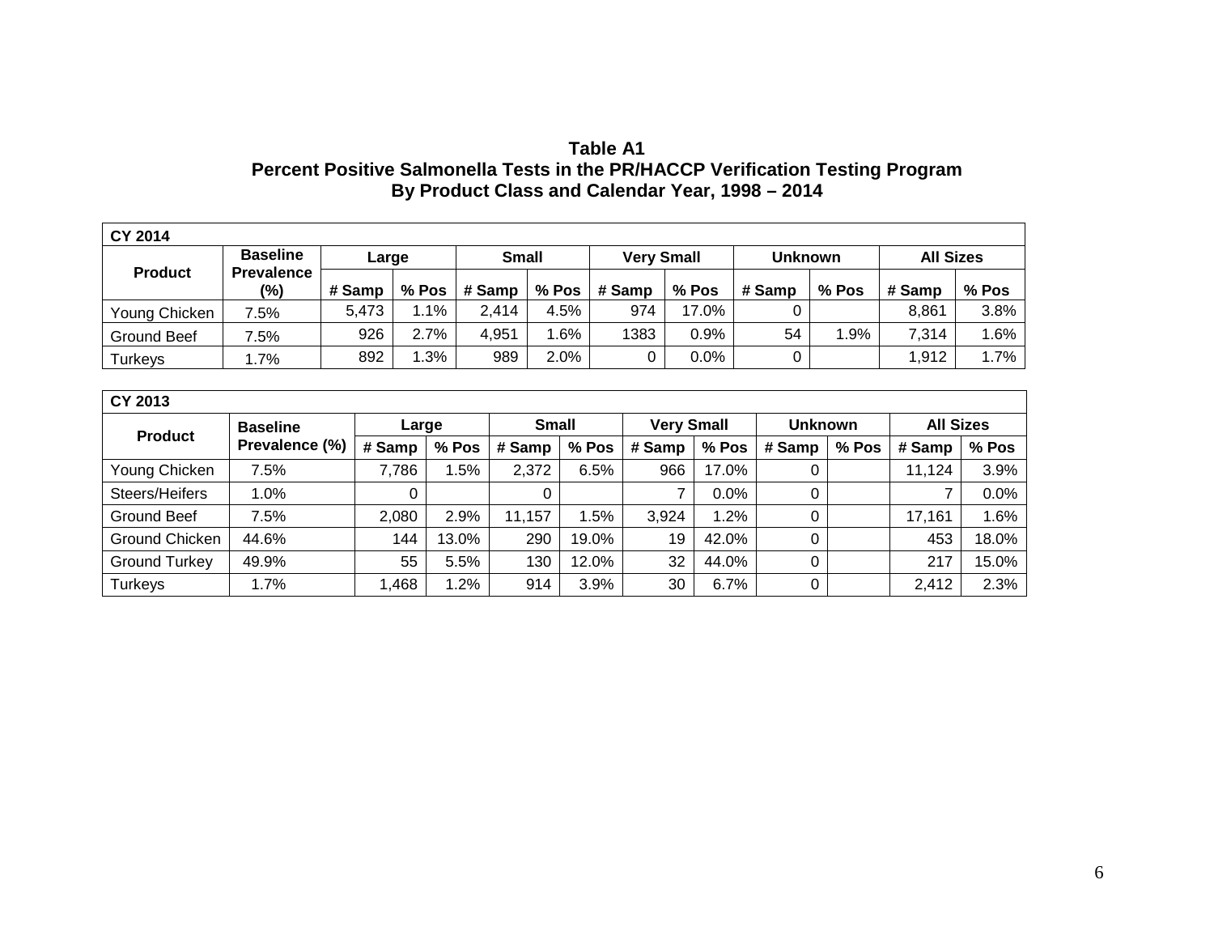**Table A1**
**Percent Positive Salmonella Tests in the PR/HACCP Verification Testing Program**
**By Product Class and Calendar Year, 1998 – 2014**

| **CY 2014** | | | | | | | | | | | |
|---|---|---|---|---|---|---|---|---|---|---|---|
| **Product** | **Baseline Prevalence (%)** | **Large** | | **Small** | | **Very Small** | | **Unknown** | | **All Sizes** | |
| | | **# Samp** | **% Pos** | **# Samp** | **% Pos** | **# Samp** | **% Pos** | **# Samp** | **% Pos** | **# Samp** | **% Pos** |
| Young Chicken | 7.5% | 5,473 | 1.1% | 2,414 | 4.5% | 974 | 17.0% | 0 | | 8,861 | 3.8% |
| Ground Beef | 7.5% | 926 | 2.7% | 4,951 | 1.6% | 1383 | 0.9% | 54 | 1.9% | 7,314 | 1.6% |
| Turkeys | 1.7% | 892 | 1.3% | 989 | 2.0% | 0 | 0.0% | 0 | | 1,912 | 1.7% |

| **CY 2013** | | | | | | | | | | | |
|---|---|---|---|---|---|---|---|---|---|---|---|
| **Product** | **Baseline Prevalence (%)** | **Large** | | **Small** | | **Very Small** | | **Unknown** | | **All Sizes** | |
| | | **# Samp** | **% Pos** | **# Samp** | **% Pos** | **# Samp** | **% Pos** | **# Samp** | **% Pos** | **# Samp** | **% Pos** |
| Young Chicken | 7.5% | 7,786 | 1.5% | 2,372 | 6.5% | 966 | 17.0% | 0 | | 11,124 | 3.9% |
| Steers/Heifers | 1.0% | 0 | | 0 | | 7 | 0.0% | 0 | | 7 | 0.0% |
| Ground Beef | 7.5% | 2,080 | 2.9% | 11,157 | 1.5% | 3,924 | 1.2% | 0 | | 17,161 | 1.6% |
| Ground Chicken | 44.6% | 144 | 13.0% | 290 | 19.0% | 19 | 42.0% | 0 | | 453 | 18.0% |
| Ground Turkey | 49.9% | 55 | 5.5% | 130 | 12.0% | 32 | 44.0% | 0 | | 217 | 15.0% |
| Turkeys | 1.7% | 1,468 | 1.2% | 914 | 3.9% | 30 | 6.7% | 0 | | 2,412 | 2.3% |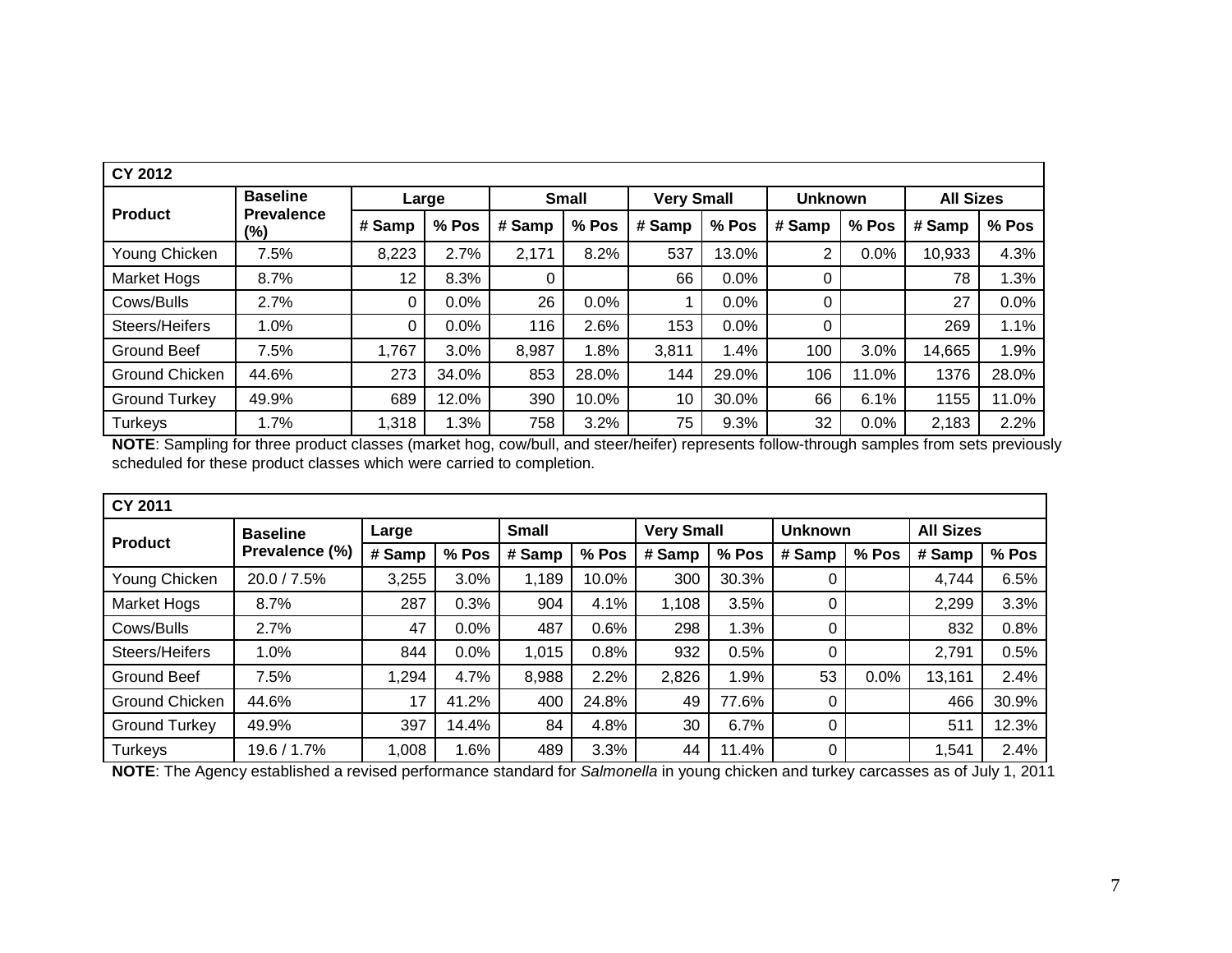| CY 2012 | | | | | | | | | | | |
|---|---|---|---|---|---|---|---|---|---|---|---|
| **Product** | **Baseline Prevalence (%)** | **Large** | | **Small** | | **Very Small** | | **Unknown** | | **All Sizes** | |
| | | **# Samp** | **% Pos** | **# Samp** | **% Pos** | **# Samp** | **% Pos** | **# Samp** | **% Pos** | **# Samp** | **% Pos** |
| Young Chicken | 7.5% | 8,223 | 2.7% | 2,171 | 8.2% | 537 | 13.0% | 2 | 0.0% | 10,933 | 4.3% |
| Market Hogs | 8.7% | 12 | 8.3% | 0 | | 66 | 0.0% | 0 | | 78 | 1.3% |
| Cows/Bulls | 2.7% | 0 | 0.0% | 26 | 0.0% | 1 | 0.0% | 0 | | 27 | 0.0% |
| Steers/Heifers | 1.0% | 0 | 0.0% | 116 | 2.6% | 153 | 0.0% | 0 | | 269 | 1.1% |
| Ground Beef | 7.5% | 1,767 | 3.0% | 8,987 | 1.8% | 3,811 | 1.4% | 100 | 3.0% | 14,665 | 1.9% |
| Ground Chicken | 44.6% | 273 | 34.0% | 853 | 28.0% | 144 | 29.0% | 106 | 11.0% | 1376 | 28.0% |
| Ground Turkey | 49.9% | 689 | 12.0% | 390 | 10.0% | 10 | 30.0% | 66 | 6.1% | 1155 | 11.0% |
| Turkeys | 1.7% | 1,318 | 1.3% | 758 | 3.2% | 75 | 9.3% | 32 | 0.0% | 2,183 | 2.2% |

**NOTE**: Sampling for three product classes (market hog, cow/bull, and steer/heifer) represents follow-through samples from sets previously scheduled for these product classes which were carried to completion.

| CY 2011 | | | | | | | | | | | |
|---|---|---|---|---|---|---|---|---|---|---|---|
| **Product** | **Baseline Prevalence (%)** | **Large** | | **Small** | | **Very Small** | | **Unknown** | | **All Sizes** | |
| | | **# Samp** | **% Pos** | **# Samp** | **% Pos** | **# Samp** | **% Pos** | **# Samp** | **% Pos** | **# Samp** | **% Pos** |
| Young Chicken | 20.0 / 7.5% | 3,255 | 3.0% | 1,189 | 10.0% | 300 | 30.3% | 0 | | 4,744 | 6.5% |
| Market Hogs | 8.7% | 287 | 0.3% | 904 | 4.1% | 1,108 | 3.5% | 0 | | 2,299 | 3.3% |
| Cows/Bulls | 2.7% | 47 | 0.0% | 487 | 0.6% | 298 | 1.3% | 0 | | 832 | 0.8% |
| Steers/Heifers | 1.0% | 844 | 0.0% | 1,015 | 0.8% | 932 | 0.5% | 0 | | 2,791 | 0.5% |
| Ground Beef | 7.5% | 1,294 | 4.7% | 8,988 | 2.2% | 2,826 | 1.9% | 53 | 0.0% | 13,161 | 2.4% |
| Ground Chicken | 44.6% | 17 | 41.2% | 400 | 24.8% | 49 | 77.6% | 0 | | 466 | 30.9% |
| Ground Turkey | 49.9% | 397 | 14.4% | 84 | 4.8% | 30 | 6.7% | 0 | | 511 | 12.3% |
| Turkeys | 19.6 / 1.7% | 1,008 | 1.6% | 489 | 3.3% | 44 | 11.4% | 0 | | 1,541 | 2.4% |

**NOTE**: The Agency established a revised performance standard for *Salmonella* in young chicken and turkey carcasses as of July 1, 2011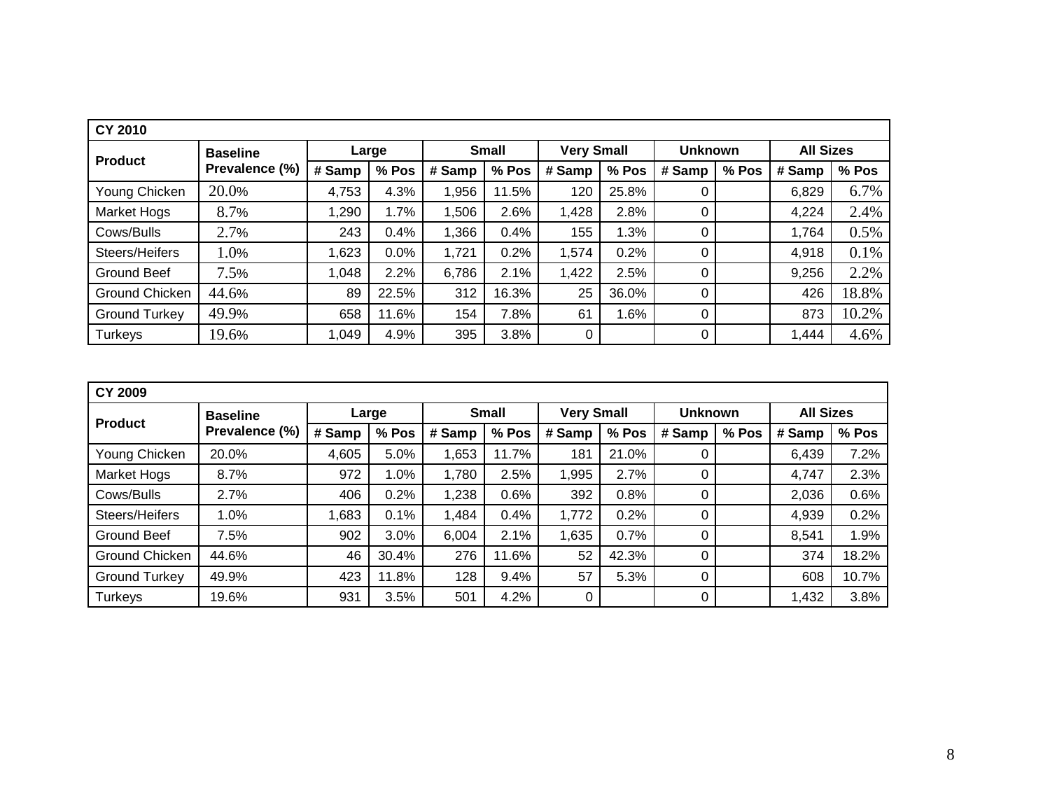| CY 2010 | | | | | | | | | | | |
|---|---|---|---|---|---|---|---|---|---|---|---|
| Product | Baseline Prevalence (%) | Large | | Small | | Very Small | | Unknown | | All Sizes | |
| | | # Samp | % Pos | # Samp | % Pos | # Samp | % Pos | # Samp | % Pos | # Samp | % Pos |
| Young Chicken | 20.0% | 4,753 | 4.3% | 1,956 | 11.5% | 120 | 25.8% | 0 | | 6,829 | 6.7% |
| Market Hogs | 8.7% | 1,290 | 1.7% | 1,506 | 2.6% | 1,428 | 2.8% | 0 | | 4,224 | 2.4% |
| Cows/Bulls | 2.7% | 243 | 0.4% | 1,366 | 0.4% | 155 | 1.3% | 0 | | 1,764 | 0.5% |
| Steers/Heifers | 1.0% | 1,623 | 0.0% | 1,721 | 0.2% | 1,574 | 0.2% | 0 | | 4,918 | 0.1% |
| Ground Beef | 7.5% | 1,048 | 2.2% | 6,786 | 2.1% | 1,422 | 2.5% | 0 | | 9,256 | 2.2% |
| Ground Chicken | 44.6% | 89 | 22.5% | 312 | 16.3% | 25 | 36.0% | 0 | | 426 | 18.8% |
| Ground Turkey | 49.9% | 658 | 11.6% | 154 | 7.8% | 61 | 1.6% | 0 | | 873 | 10.2% |
| Turkeys | 19.6% | 1,049 | 4.9% | 395 | 3.8% | 0 | | 0 | | 1,444 | 4.6% |

| CY 2009 | | | | | | | | | | | |
|---|---|---|---|---|---|---|---|---|---|---|---|
| Product | Baseline Prevalence (%) | Large | | Small | | Very Small | | Unknown | | All Sizes | |
| | | # Samp | % Pos | # Samp | % Pos | # Samp | % Pos | # Samp | % Pos | # Samp | % Pos |
| Young Chicken | 20.0% | 4,605 | 5.0% | 1,653 | 11.7% | 181 | 21.0% | 0 | | 6,439 | 7.2% |
| Market Hogs | 8.7% | 972 | 1.0% | 1,780 | 2.5% | 1,995 | 2.7% | 0 | | 4,747 | 2.3% |
| Cows/Bulls | 2.7% | 406 | 0.2% | 1,238 | 0.6% | 392 | 0.8% | 0 | | 2,036 | 0.6% |
| Steers/Heifers | 1.0% | 1,683 | 0.1% | 1,484 | 0.4% | 1,772 | 0.2% | 0 | | 4,939 | 0.2% |
| Ground Beef | 7.5% | 902 | 3.0% | 6,004 | 2.1% | 1,635 | 0.7% | 0 | | 8,541 | 1.9% |
| Ground Chicken | 44.6% | 46 | 30.4% | 276 | 11.6% | 52 | 42.3% | 0 | | 374 | 18.2% |
| Ground Turkey | 49.9% | 423 | 11.8% | 128 | 9.4% | 57 | 5.3% | 0 | | 608 | 10.7% |
| Turkeys | 19.6% | 931 | 3.5% | 501 | 4.2% | 0 | | 0 | | 1,432 | 3.8% |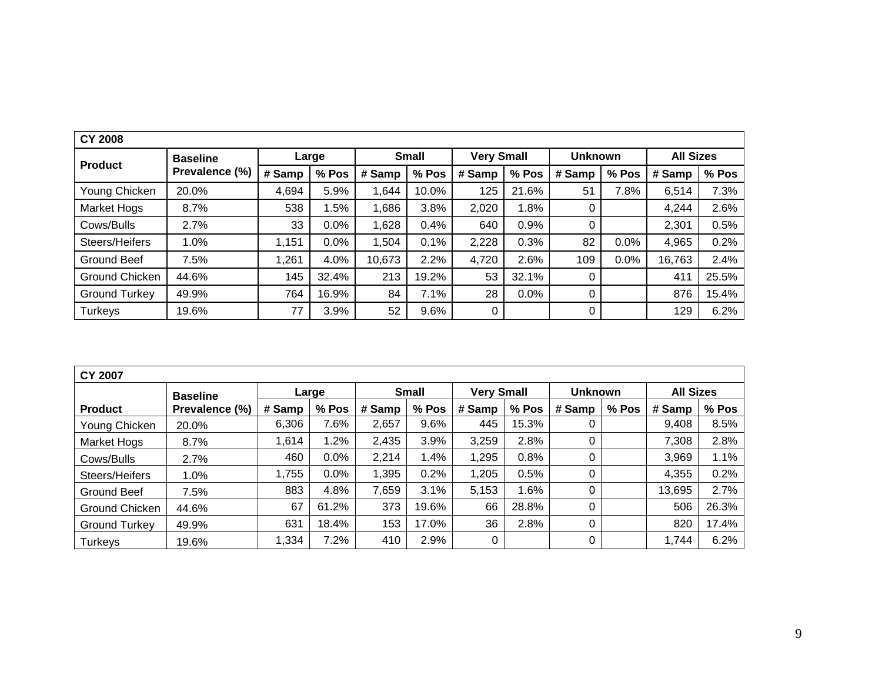| CY 2008 | | | | | | | | | | | |
|---|---|---|---|---|---|---|---|---|---|---|---|
| Product | Baseline Prevalence (%) | Large | | Small | | Very Small | | Unknown | | All Sizes | |
| | | # Samp | % Pos | # Samp | % Pos | # Samp | % Pos | # Samp | % Pos | # Samp | % Pos |
| Young Chicken | 20.0% | 4,694 | 5.9% | 1,644 | 10.0% | 125 | 21.6% | 51 | 7.8% | 6,514 | 7.3% |
| Market Hogs | 8.7% | 538 | 1.5% | 1,686 | 3.8% | 2,020 | 1.8% | 0 | | 4,244 | 2.6% |
| Cows/Bulls | 2.7% | 33 | 0.0% | 1,628 | 0.4% | 640 | 0.9% | 0 | | 2,301 | 0.5% |
| Steers/Heifers | 1.0% | 1,151 | 0.0% | 1,504 | 0.1% | 2,228 | 0.3% | 82 | 0.0% | 4,965 | 0.2% |
| Ground Beef | 7.5% | 1,261 | 4.0% | 10,673 | 2.2% | 4,720 | 2.6% | 109 | 0.0% | 16,763 | 2.4% |
| Ground Chicken | 44.6% | 145 | 32.4% | 213 | 19.2% | 53 | 32.1% | 0 | | 411 | 25.5% |
| Ground Turkey | 49.9% | 764 | 16.9% | 84 | 7.1% | 28 | 0.0% | 0 | | 876 | 15.4% |
| Turkeys | 19.6% | 77 | 3.9% | 52 | 9.6% | 0 | | 0 | | 129 | 6.2% |

| CY 2007 | | | | | | | | | | | |
|---|---|---|---|---|---|---|---|---|---|---|---|
| | Baseline | Large | | Small | | Very Small | | Unknown | | All Sizes | |
| Product | Prevalence (%) | # Samp | % Pos | # Samp | % Pos | # Samp | % Pos | # Samp | % Pos | # Samp | % Pos |
| Young Chicken | 20.0% | 6,306 | 7.6% | 2,657 | 9.6% | 445 | 15.3% | 0 | | 9,408 | 8.5% |
| Market Hogs | 8.7% | 1,614 | 1.2% | 2,435 | 3.9% | 3,259 | 2.8% | 0 | | 7,308 | 2.8% |
| Cows/Bulls | 2.7% | 460 | 0.0% | 2,214 | 1.4% | 1,295 | 0.8% | 0 | | 3,969 | 1.1% |
| Steers/Heifers | 1.0% | 1,755 | 0.0% | 1,395 | 0.2% | 1,205 | 0.5% | 0 | | 4,355 | 0.2% |
| Ground Beef | 7.5% | 883 | 4.8% | 7,659 | 3.1% | 5,153 | 1.6% | 0 | | 13,695 | 2.7% |
| Ground Chicken | 44.6% | 67 | 61.2% | 373 | 19.6% | 66 | 28.8% | 0 | | 506 | 26.3% |
| Ground Turkey | 49.9% | 631 | 18.4% | 153 | 17.0% | 36 | 2.8% | 0 | | 820 | 17.4% |
| Turkeys | 19.6% | 1,334 | 7.2% | 410 | 2.9% | 0 | | 0 | | 1,744 | 6.2% |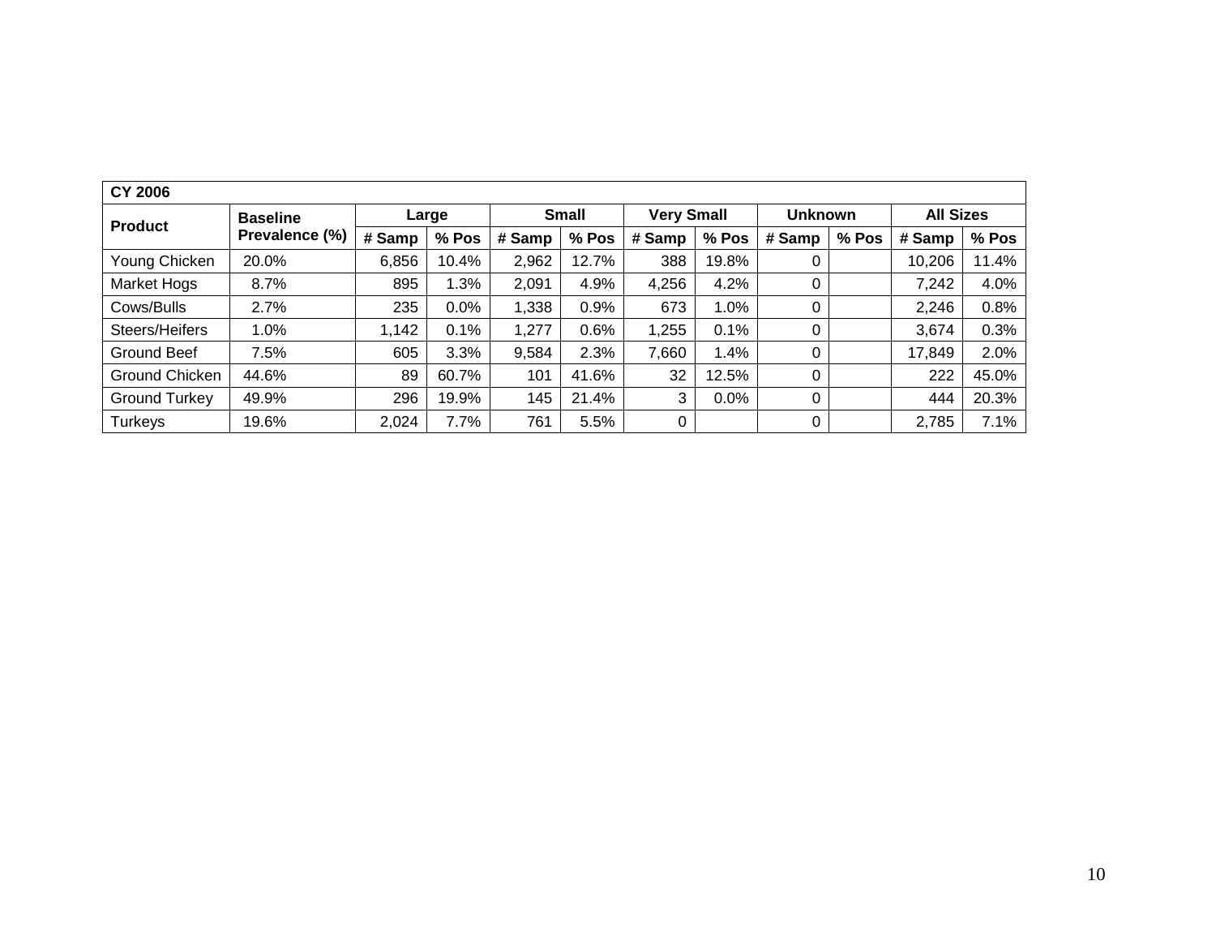| CY 2006 | | | | | | | | | | | |
|---|---|---|---|---|---|---|---|---|---|---|---|
| Product | Baseline Prevalence (%) | Large | | Small | | Very Small | | Unknown | | All Sizes | |
| | | # Samp | % Pos | # Samp | % Pos | # Samp | % Pos | # Samp | % Pos | # Samp | % Pos |
| Young Chicken | 20.0% | 6,856 | 10.4% | 2,962 | 12.7% | 388 | 19.8% | 0 | | 10,206 | 11.4% |
| Market Hogs | 8.7% | 895 | 1.3% | 2,091 | 4.9% | 4,256 | 4.2% | 0 | | 7,242 | 4.0% |
| Cows/Bulls | 2.7% | 235 | 0.0% | 1,338 | 0.9% | 673 | 1.0% | 0 | | 2,246 | 0.8% |
| Steers/Heifers | 1.0% | 1,142 | 0.1% | 1,277 | 0.6% | 1,255 | 0.1% | 0 | | 3,674 | 0.3% |
| Ground Beef | 7.5% | 605 | 3.3% | 9,584 | 2.3% | 7,660 | 1.4% | 0 | | 17,849 | 2.0% |
| Ground Chicken | 44.6% | 89 | 60.7% | 101 | 41.6% | 32 | 12.5% | 0 | | 222 | 45.0% |
| Ground Turkey | 49.9% | 296 | 19.9% | 145 | 21.4% | 3 | 0.0% | 0 | | 444 | 20.3% |
| Turkeys | 19.6% | 2,024 | 7.7% | 761 | 5.5% | 0 | | 0 | | 2,785 | 7.1% |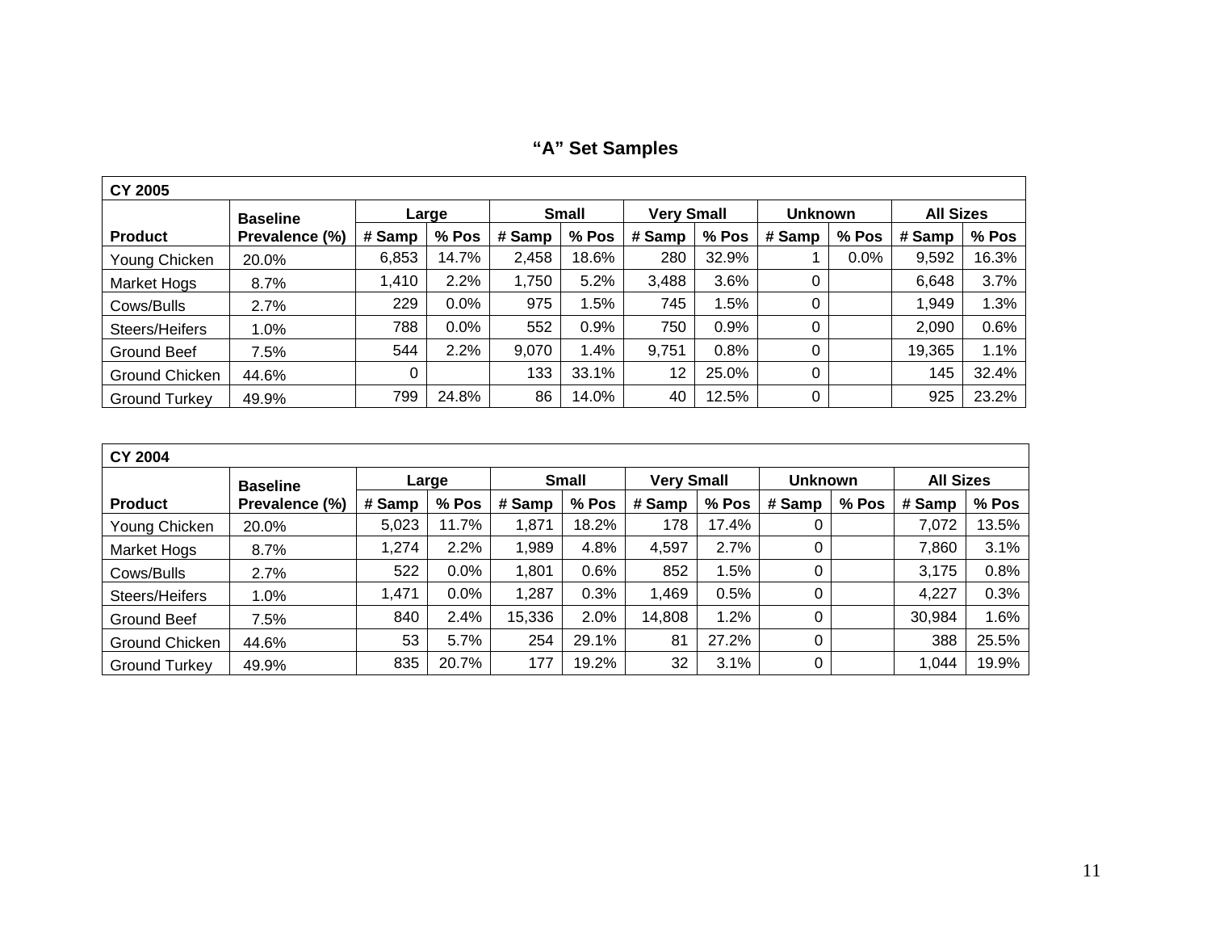## “A” Set Samples

| CY 2005 | | | | | | | | | | | |
|---|---|---|---|---|---|---|---|---|---|---|---|
| | Baseline | Large | | Small | | Very Small | | Unknown | | All Sizes | |
| Product | Prevalence (%) | # Samp | % Pos | # Samp | % Pos | # Samp | % Pos | # Samp | % Pos | # Samp | % Pos |
| Young Chicken | 20.0% | 6,853 | 14.7% | 2,458 | 18.6% | 280 | 32.9% | 1 | 0.0% | 9,592 | 16.3% |
| Market Hogs | 8.7% | 1,410 | 2.2% | 1,750 | 5.2% | 3,488 | 3.6% | 0 | | 6,648 | 3.7% |
| Cows/Bulls | 2.7% | 229 | 0.0% | 975 | 1.5% | 745 | 1.5% | 0 | | 1,949 | 1.3% |
| Steers/Heifers | 1.0% | 788 | 0.0% | 552 | 0.9% | 750 | 0.9% | 0 | | 2,090 | 0.6% |
| Ground Beef | 7.5% | 544 | 2.2% | 9,070 | 1.4% | 9,751 | 0.8% | 0 | | 19,365 | 1.1% |
| Ground Chicken | 44.6% | 0 | | 133 | 33.1% | 12 | 25.0% | 0 | | 145 | 32.4% |
| Ground Turkey | 49.9% | 799 | 24.8% | 86 | 14.0% | 40 | 12.5% | 0 | | 925 | 23.2% |

| CY 2004 | | | | | | | | | | | |
|---|---|---|---|---|---|---|---|---|---|---|---|
| | Baseline | Large | | Small | | Very Small | | Unknown | | All Sizes | |
| Product | Prevalence (%) | # Samp | % Pos | # Samp | % Pos | # Samp | % Pos | # Samp | % Pos | # Samp | % Pos |
| Young Chicken | 20.0% | 5,023 | 11.7% | 1,871 | 18.2% | 178 | 17.4% | 0 | | 7,072 | 13.5% |
| Market Hogs | 8.7% | 1,274 | 2.2% | 1,989 | 4.8% | 4,597 | 2.7% | 0 | | 7,860 | 3.1% |
| Cows/Bulls | 2.7% | 522 | 0.0% | 1,801 | 0.6% | 852 | 1.5% | 0 | | 3,175 | 0.8% |
| Steers/Heifers | 1.0% | 1,471 | 0.0% | 1,287 | 0.3% | 1,469 | 0.5% | 0 | | 4,227 | 0.3% |
| Ground Beef | 7.5% | 840 | 2.4% | 15,336 | 2.0% | 14,808 | 1.2% | 0 | | 30,984 | 1.6% |
| Ground Chicken | 44.6% | 53 | 5.7% | 254 | 29.1% | 81 | 27.2% | 0 | | 388 | 25.5% |
| Ground Turkey | 49.9% | 835 | 20.7% | 177 | 19.2% | 32 | 3.1% | 0 | | 1,044 | 19.9% |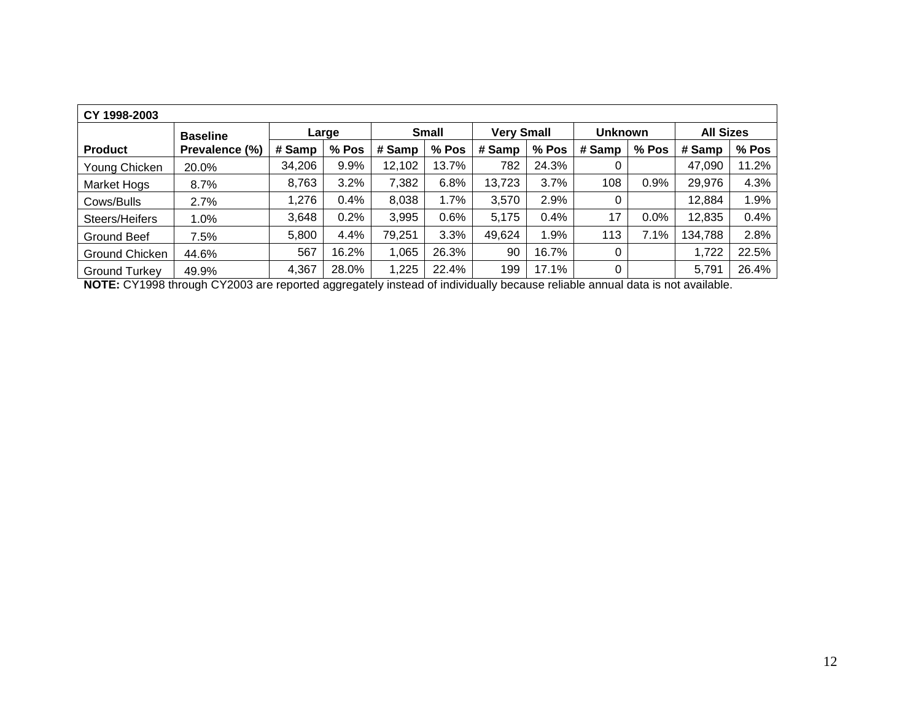| CY 1998-2003 | | | | | | | | | | | |
|---|---|---|---|---|---|---|---|---|---|---|---|
| | Baseline | Large | | Small | | Very Small | | Unknown | | All Sizes | |
| **Product** | **Prevalence (%)** | **# Samp** | **% Pos** | **# Samp** | **% Pos** | **# Samp** | **% Pos** | **# Samp** | **% Pos** | **# Samp** | **% Pos** |
| Young Chicken | 20.0% | 34,206 | 9.9% | 12,102 | 13.7% | 782 | 24.3% | 0 | | 47,090 | 11.2% |
| Market Hogs | 8.7% | 8,763 | 3.2% | 7,382 | 6.8% | 13,723 | 3.7% | 108 | 0.9% | 29,976 | 4.3% |
| Cows/Bulls | 2.7% | 1,276 | 0.4% | 8,038 | 1.7% | 3,570 | 2.9% | 0 | | 12,884 | 1.9% |
| Steers/Heifers | 1.0% | 3,648 | 0.2% | 3,995 | 0.6% | 5,175 | 0.4% | 17 | 0.0% | 12,835 | 0.4% |
| Ground Beef | 7.5% | 5,800 | 4.4% | 79,251 | 3.3% | 49,624 | 1.9% | 113 | 7.1% | 134,788 | 2.8% |
| Ground Chicken | 44.6% | 567 | 16.2% | 1,065 | 26.3% | 90 | 16.7% | 0 | | 1,722 | 22.5% |
| Ground Turkey | 49.9% | 4,367 | 28.0% | 1,225 | 22.4% | 199 | 17.1% | 0 | | 5,791 | 26.4% |

**NOTE:** CY1998 through CY2003 are reported aggregately instead of individually because reliable annual data is not available.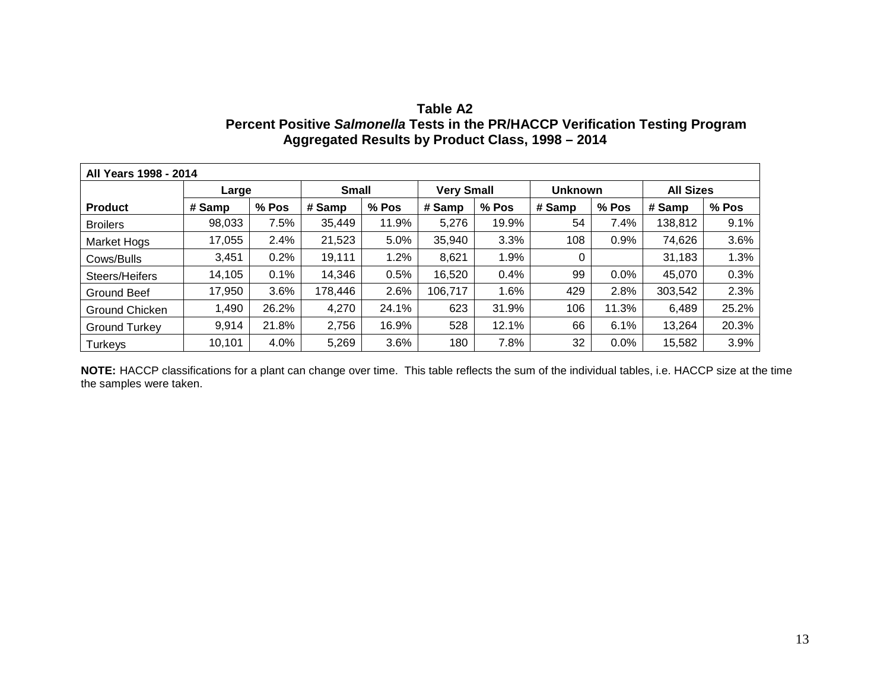**Table A2**
**Percent Positive *Salmonella* Tests in the PR/HACCP Verification Testing Program**
**Aggregated Results by Product Class, 1998 – 2014**

| **All Years 1998 - 2014** | | | | | | | | | | |
|---|---|---|---|---|---|---|---|---|---|---|
| | **Large** | | **Small** | | **Very Small** | | **Unknown** | | **All Sizes** | |
| **Product** | **# Samp** | **% Pos** | **# Samp** | **% Pos** | **# Samp** | **% Pos** | **# Samp** | **% Pos** | **# Samp** | **% Pos** |
| Broilers | 98,033 | 7.5% | 35,449 | 11.9% | 5,276 | 19.9% | 54 | 7.4% | 138,812 | 9.1% |
| Market Hogs | 17,055 | 2.4% | 21,523 | 5.0% | 35,940 | 3.3% | 108 | 0.9% | 74,626 | 3.6% |
| Cows/Bulls | 3,451 | 0.2% | 19,111 | 1.2% | 8,621 | 1.9% | 0 | | 31,183 | 1.3% |
| Steers/Heifers | 14,105 | 0.1% | 14,346 | 0.5% | 16,520 | 0.4% | 99 | 0.0% | 45,070 | 0.3% |
| Ground Beef | 17,950 | 3.6% | 178,446 | 2.6% | 106,717 | 1.6% | 429 | 2.8% | 303,542 | 2.3% |
| Ground Chicken | 1,490 | 26.2% | 4,270 | 24.1% | 623 | 31.9% | 106 | 11.3% | 6,489 | 25.2% |
| Ground Turkey | 9,914 | 21.8% | 2,756 | 16.9% | 528 | 12.1% | 66 | 6.1% | 13,264 | 20.3% |
| Turkeys | 10,101 | 4.0% | 5,269 | 3.6% | 180 | 7.8% | 32 | 0.0% | 15,582 | 3.9% |

**NOTE:** HACCP classifications for a plant can change over time. This table reflects the sum of the individual tables, i.e. HACCP size at the time the samples were taken.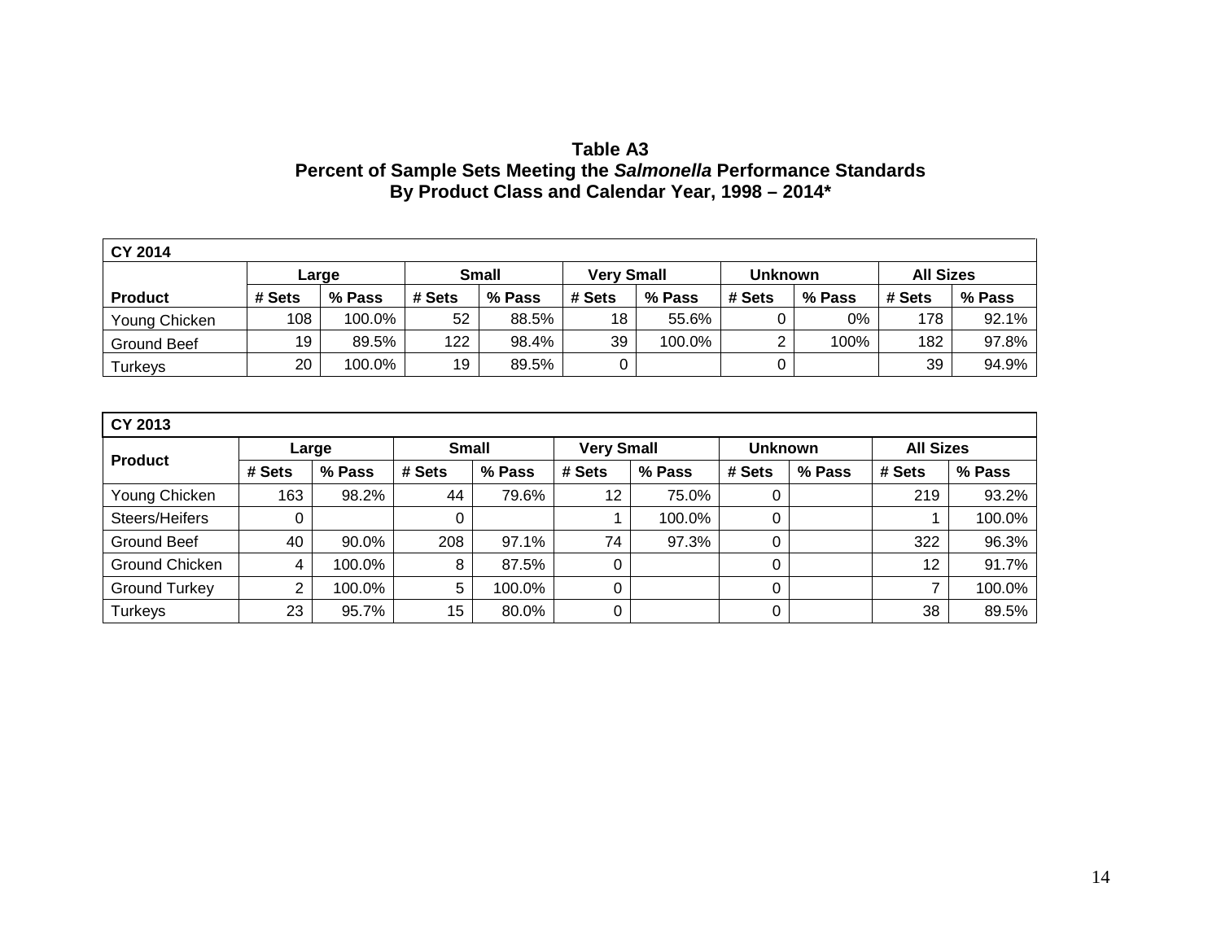**Table A3**
**Percent of Sample Sets Meeting the *Salmonella* Performance Standards**
**By Product Class and Calendar Year, 1998 – 2014***

| CY 2014 | | | | | | | | | | |
|---|---|---|---|---|---|---|---|---|---|---|
| | Large | | Small | | Very Small | | Unknown | | All Sizes | |
| Product | # Sets | % Pass | # Sets | % Pass | # Sets | % Pass | # Sets | % Pass | # Sets | % Pass |
| Young Chicken | 108 | 100.0% | 52 | 88.5% | 18 | 55.6% | 0 | 0% | 178 | 92.1% |
| Ground Beef | 19 | 89.5% | 122 | 98.4% | 39 | 100.0% | 2 | 100% | 182 | 97.8% |
| Turkeys | 20 | 100.0% | 19 | 89.5% | 0 | | 0 | | 39 | 94.9% |

| CY 2013 | | | | | | | | | | |
|---|---|---|---|---|---|---|---|---|---|---|
| Product | Large | | Small | | Very Small | | Unknown | | All Sizes | |
| | # Sets | % Pass | # Sets | % Pass | # Sets | % Pass | # Sets | % Pass | # Sets | % Pass |
| Young Chicken | 163 | 98.2% | 44 | 79.6% | 12 | 75.0% | 0 | | 219 | 93.2% |
| Steers/Heifers | 0 | | 0 | | 1 | 100.0% | 0 | | 1 | 100.0% |
| Ground Beef | 40 | 90.0% | 208 | 97.1% | 74 | 97.3% | 0 | | 322 | 96.3% |
| Ground Chicken | 4 | 100.0% | 8 | 87.5% | 0 | | 0 | | 12 | 91.7% |
| Ground Turkey | 2 | 100.0% | 5 | 100.0% | 0 | | 0 | | 7 | 100.0% |
| Turkeys | 23 | 95.7% | 15 | 80.0% | 0 | | 0 | | 38 | 89.5% |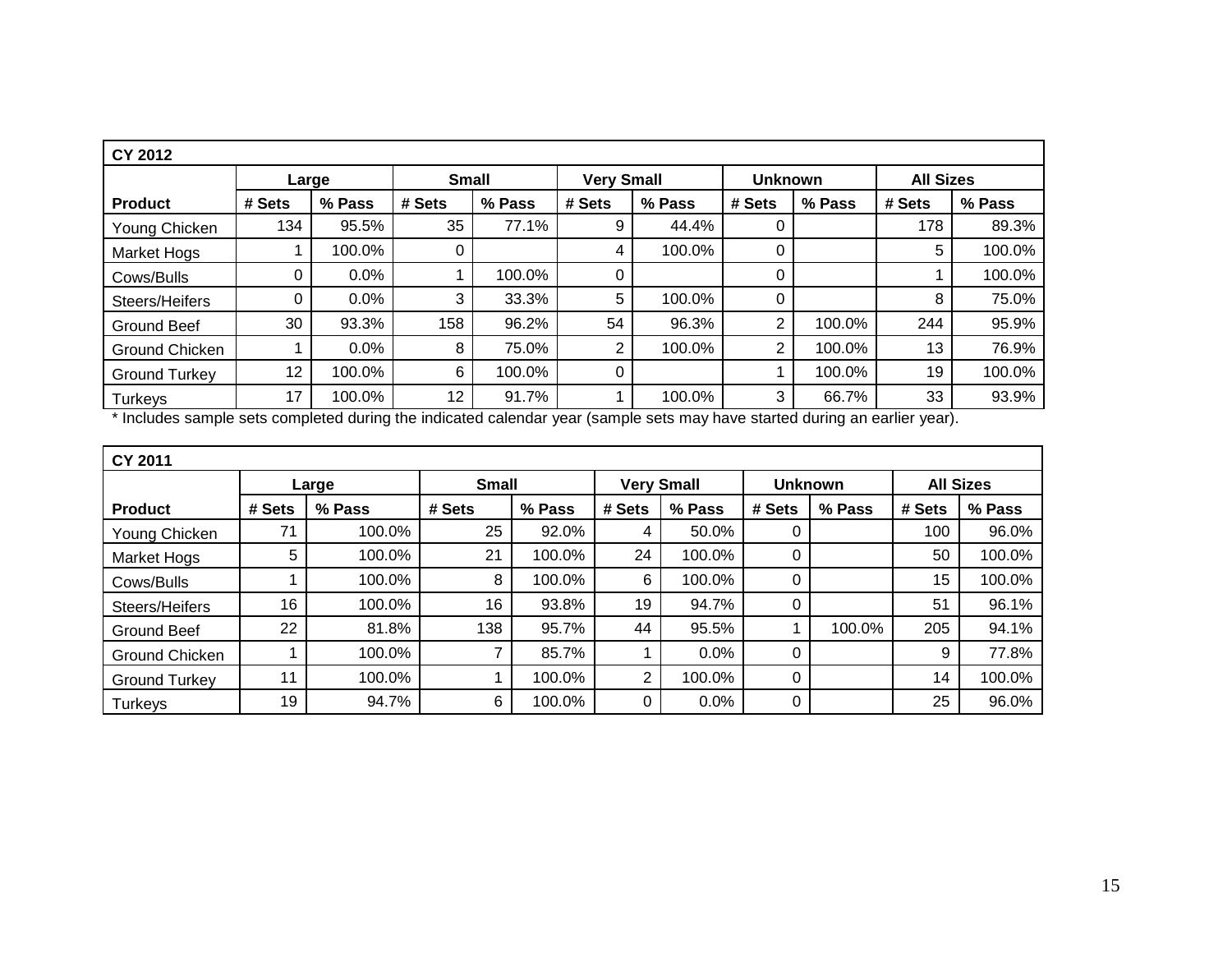| CY 2012 | | | | | | | | | | |
|---|---|---|---|---|---|---|---|---|---|---|
| | Large | | Small | | Very Small | | Unknown | | All Sizes | |
| **Product** | **# Sets** | **% Pass** | **# Sets** | **% Pass** | **# Sets** | **% Pass** | **# Sets** | **% Pass** | **# Sets** | **% Pass** |
| Young Chicken | 134 | 95.5% | 35 | 77.1% | 9 | 44.4% | 0 | | 178 | 89.3% |
| Market Hogs | 1 | 100.0% | 0 | | 4 | 100.0% | 0 | | 5 | 100.0% |
| Cows/Bulls | 0 | 0.0% | 1 | 100.0% | 0 | | 0 | | 1 | 100.0% |
| Steers/Heifers | 0 | 0.0% | 3 | 33.3% | 5 | 100.0% | 0 | | 8 | 75.0% |
| Ground Beef | 30 | 93.3% | 158 | 96.2% | 54 | 96.3% | 2 | 100.0% | 244 | 95.9% |
| Ground Chicken | 1 | 0.0% | 8 | 75.0% | 2 | 100.0% | 2 | 100.0% | 13 | 76.9% |
| Ground Turkey | 12 | 100.0% | 6 | 100.0% | 0 | | 1 | 100.0% | 19 | 100.0% |
| Turkeys | 17 | 100.0% | 12 | 91.7% | 1 | 100.0% | 3 | 66.7% | 33 | 93.9% |

* Includes sample sets completed during the indicated calendar year (sample sets may have started during an earlier year).

| CY 2011 | | | | | | | | | | |
|---|---|---|---|---|---|---|---|---|---|---|
| | Large | | Small | | Very Small | | Unknown | | All Sizes | |
| **Product** | **# Sets** | **% Pass** | **# Sets** | **% Pass** | **# Sets** | **% Pass** | **# Sets** | **% Pass** | **# Sets** | **% Pass** |
| Young Chicken | 71 | 100.0% | 25 | 92.0% | 4 | 50.0% | 0 | | 100 | 96.0% |
| Market Hogs | 5 | 100.0% | 21 | 100.0% | 24 | 100.0% | 0 | | 50 | 100.0% |
| Cows/Bulls | 1 | 100.0% | 8 | 100.0% | 6 | 100.0% | 0 | | 15 | 100.0% |
| Steers/Heifers | 16 | 100.0% | 16 | 93.8% | 19 | 94.7% | 0 | | 51 | 96.1% |
| Ground Beef | 22 | 81.8% | 138 | 95.7% | 44 | 95.5% | 1 | 100.0% | 205 | 94.1% |
| Ground Chicken | 1 | 100.0% | 7 | 85.7% | 1 | 0.0% | 0 | | 9 | 77.8% |
| Ground Turkey | 11 | 100.0% | 1 | 100.0% | 2 | 100.0% | 0 | | 14 | 100.0% |
| Turkeys | 19 | 94.7% | 6 | 100.0% | 0 | 0.0% | 0 | | 25 | 96.0% |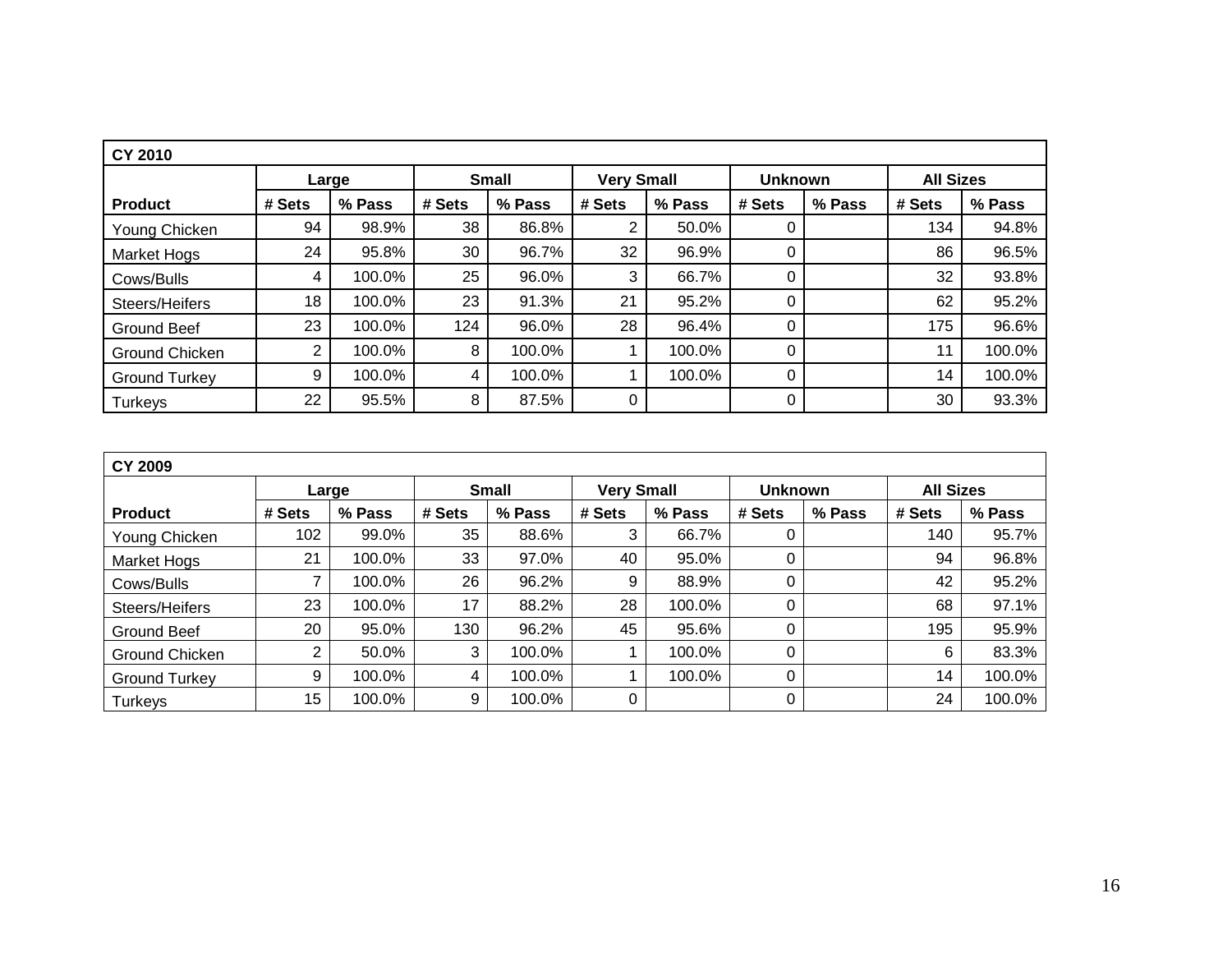| CY 2010 | | | | | | | | | | |
|---|---|---|---|---|---|---|---|---|---|---|
| | Large | | Small | | Very Small | | Unknown | | All Sizes | |
| **Product** | **# Sets** | **% Pass** | **# Sets** | **% Pass** | **# Sets** | **% Pass** | **# Sets** | **% Pass** | **# Sets** | **% Pass** |
| Young Chicken | 94 | 98.9% | 38 | 86.8% | 2 | 50.0% | 0 | | 134 | 94.8% |
| Market Hogs | 24 | 95.8% | 30 | 96.7% | 32 | 96.9% | 0 | | 86 | 96.5% |
| Cows/Bulls | 4 | 100.0% | 25 | 96.0% | 3 | 66.7% | 0 | | 32 | 93.8% |
| Steers/Heifers | 18 | 100.0% | 23 | 91.3% | 21 | 95.2% | 0 | | 62 | 95.2% |
| Ground Beef | 23 | 100.0% | 124 | 96.0% | 28 | 96.4% | 0 | | 175 | 96.6% |
| Ground Chicken | 2 | 100.0% | 8 | 100.0% | 1 | 100.0% | 0 | | 11 | 100.0% |
| Ground Turkey | 9 | 100.0% | 4 | 100.0% | 1 | 100.0% | 0 | | 14 | 100.0% |
| Turkeys | 22 | 95.5% | 8 | 87.5% | 0 | | 0 | | 30 | 93.3% |

| CY 2009 | | | | | | | | | | |
|---|---|---|---|---|---|---|---|---|---|---|
| | Large | | Small | | Very Small | | Unknown | | All Sizes | |
| **Product** | **# Sets** | **% Pass** | **# Sets** | **% Pass** | **# Sets** | **% Pass** | **# Sets** | **% Pass** | **# Sets** | **% Pass** |
| Young Chicken | 102 | 99.0% | 35 | 88.6% | 3 | 66.7% | 0 | | 140 | 95.7% |
| Market Hogs | 21 | 100.0% | 33 | 97.0% | 40 | 95.0% | 0 | | 94 | 96.8% |
| Cows/Bulls | 7 | 100.0% | 26 | 96.2% | 9 | 88.9% | 0 | | 42 | 95.2% |
| Steers/Heifers | 23 | 100.0% | 17 | 88.2% | 28 | 100.0% | 0 | | 68 | 97.1% |
| Ground Beef | 20 | 95.0% | 130 | 96.2% | 45 | 95.6% | 0 | | 195 | 95.9% |
| Ground Chicken | 2 | 50.0% | 3 | 100.0% | 1 | 100.0% | 0 | | 6 | 83.3% |
| Ground Turkey | 9 | 100.0% | 4 | 100.0% | 1 | 100.0% | 0 | | 14 | 100.0% |
| Turkeys | 15 | 100.0% | 9 | 100.0% | 0 | | 0 | | 24 | 100.0% |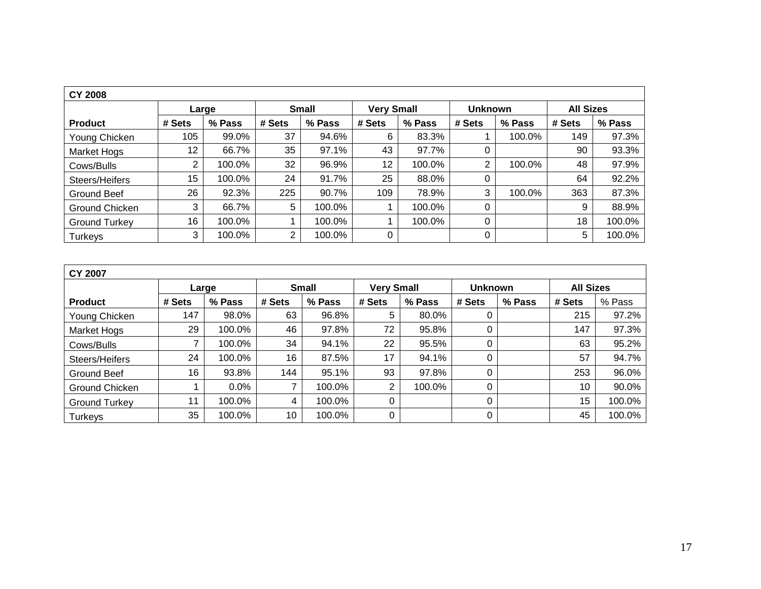| CY 2008 | | | | | | | | | | |
|---|---|---|---|---|---|---|---|---|---|---|
| | **Large** | | **Small** | | **Very Small** | | **Unknown** | | **All Sizes** | |
| **Product** | **# Sets** | **% Pass** | **# Sets** | **% Pass** | **# Sets** | **% Pass** | **# Sets** | **% Pass** | **# Sets** | **% Pass** |
| Young Chicken | 105 | 99.0% | 37 | 94.6% | 6 | 83.3% | 1 | 100.0% | 149 | 97.3% |
| Market Hogs | 12 | 66.7% | 35 | 97.1% | 43 | 97.7% | 0 | | 90 | 93.3% |
| Cows/Bulls | 2 | 100.0% | 32 | 96.9% | 12 | 100.0% | 2 | 100.0% | 48 | 97.9% |
| Steers/Heifers | 15 | 100.0% | 24 | 91.7% | 25 | 88.0% | 0 | | 64 | 92.2% |
| Ground Beef | 26 | 92.3% | 225 | 90.7% | 109 | 78.9% | 3 | 100.0% | 363 | 87.3% |
| Ground Chicken | 3 | 66.7% | 5 | 100.0% | 1 | 100.0% | 0 | | 9 | 88.9% |
| Ground Turkey | 16 | 100.0% | 1 | 100.0% | 1 | 100.0% | 0 | | 18 | 100.0% |
| Turkeys | 3 | 100.0% | 2 | 100.0% | 0 | | 0 | | 5 | 100.0% |

| CY 2007 | | | | | | | | | | |
|---|---|---|---|---|---|---|---|---|---|---|
| | **Large** | | **Small** | | **Very Small** | | **Unknown** | | **All Sizes** | |
| **Product** | **# Sets** | **% Pass** | **# Sets** | **% Pass** | **# Sets** | **% Pass** | **# Sets** | **% Pass** | **# Sets** | % Pass |
| Young Chicken | 147 | 98.0% | 63 | 96.8% | 5 | 80.0% | 0 | | 215 | 97.2% |
| Market Hogs | 29 | 100.0% | 46 | 97.8% | 72 | 95.8% | 0 | | 147 | 97.3% |
| Cows/Bulls | 7 | 100.0% | 34 | 94.1% | 22 | 95.5% | 0 | | 63 | 95.2% |
| Steers/Heifers | 24 | 100.0% | 16 | 87.5% | 17 | 94.1% | 0 | | 57 | 94.7% |
| Ground Beef | 16 | 93.8% | 144 | 95.1% | 93 | 97.8% | 0 | | 253 | 96.0% |
| Ground Chicken | 1 | 0.0% | 7 | 100.0% | 2 | 100.0% | 0 | | 10 | 90.0% |
| Ground Turkey | 11 | 100.0% | 4 | 100.0% | 0 | | 0 | | 15 | 100.0% |
| Turkeys | 35 | 100.0% | 10 | 100.0% | 0 | | 0 | | 45 | 100.0% |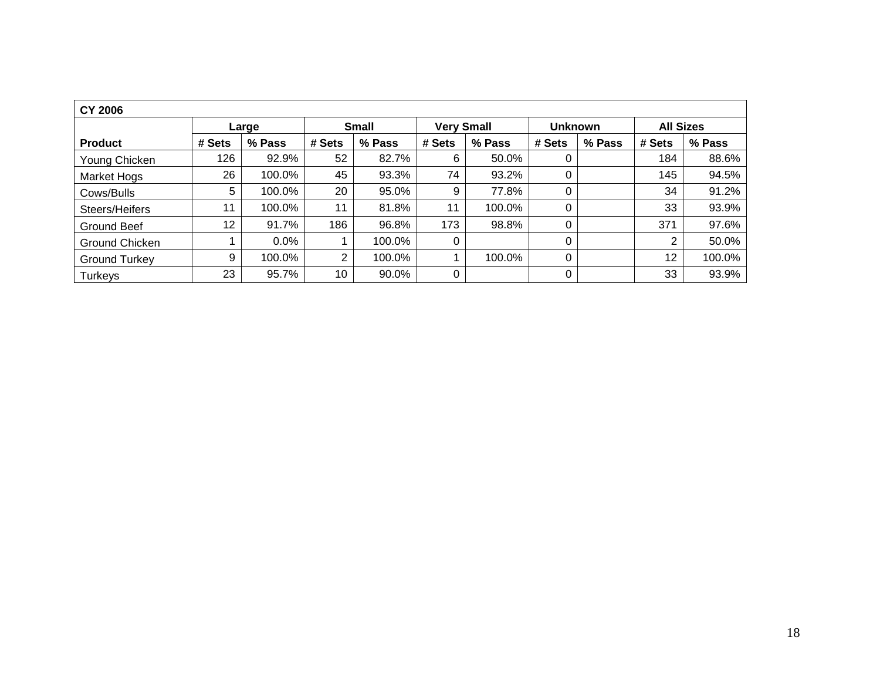| CY 2006 | | | | | | | | | | |
|---|---|---|---|---|---|---|---|---|---|---|
| | Large | | Small | | Very Small | | Unknown | | All Sizes | |
| Product | # Sets | % Pass | # Sets | % Pass | # Sets | % Pass | # Sets | % Pass | # Sets | % Pass |
| Young Chicken | 126 | 92.9% | 52 | 82.7% | 6 | 50.0% | 0 | | 184 | 88.6% |
| Market Hogs | 26 | 100.0% | 45 | 93.3% | 74 | 93.2% | 0 | | 145 | 94.5% |
| Cows/Bulls | 5 | 100.0% | 20 | 95.0% | 9 | 77.8% | 0 | | 34 | 91.2% |
| Steers/Heifers | 11 | 100.0% | 11 | 81.8% | 11 | 100.0% | 0 | | 33 | 93.9% |
| Ground Beef | 12 | 91.7% | 186 | 96.8% | 173 | 98.8% | 0 | | 371 | 97.6% |
| Ground Chicken | 1 | 0.0% | 1 | 100.0% | 0 | | 0 | | 2 | 50.0% |
| Ground Turkey | 9 | 100.0% | 2 | 100.0% | 1 | 100.0% | 0 | | 12 | 100.0% |
| Turkeys | 23 | 95.7% | 10 | 90.0% | 0 | | 0 | | 33 | 93.9% |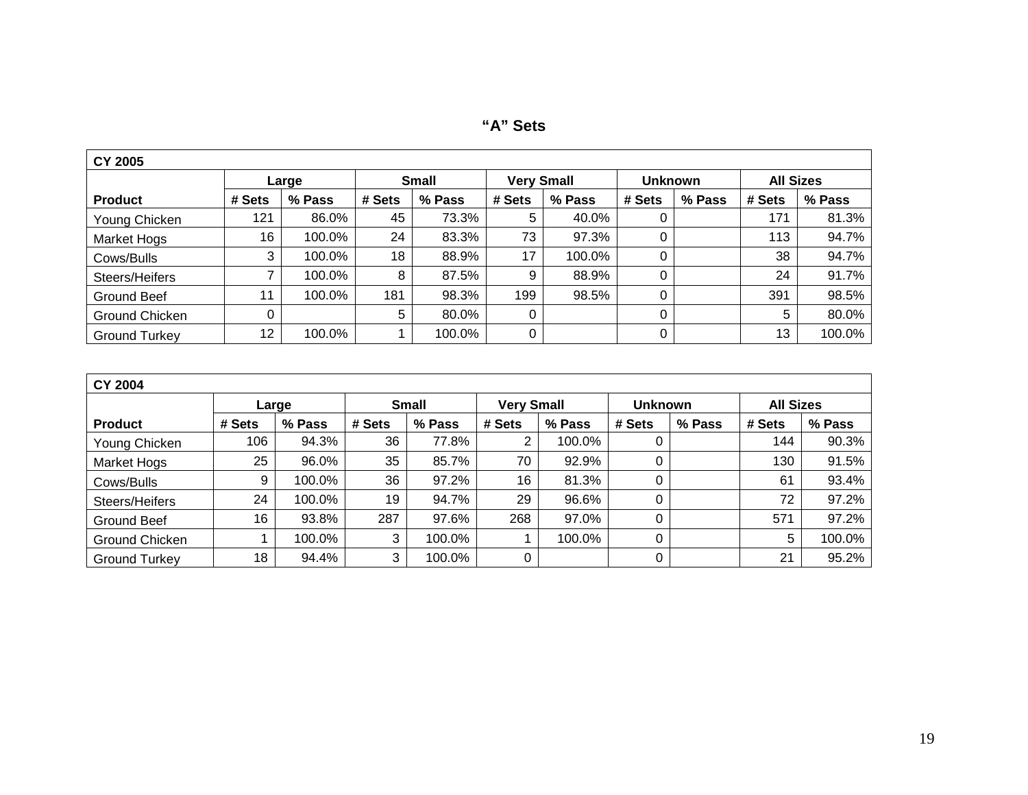## "A" Sets

| CY 2005 | | | | | | | | | | |
|---|---|---|---|---|---|---|---|---|---|---|
| | Large | | Small | | Very Small | | Unknown | | All Sizes | |
| Product | # Sets | % Pass | # Sets | % Pass | # Sets | % Pass | # Sets | % Pass | # Sets | % Pass |
| Young Chicken | 121 | 86.0% | 45 | 73.3% | 5 | 40.0% | 0 | | 171 | 81.3% |
| Market Hogs | 16 | 100.0% | 24 | 83.3% | 73 | 97.3% | 0 | | 113 | 94.7% |
| Cows/Bulls | 3 | 100.0% | 18 | 88.9% | 17 | 100.0% | 0 | | 38 | 94.7% |
| Steers/Heifers | 7 | 100.0% | 8 | 87.5% | 9 | 88.9% | 0 | | 24 | 91.7% |
| Ground Beef | 11 | 100.0% | 181 | 98.3% | 199 | 98.5% | 0 | | 391 | 98.5% |
| Ground Chicken | 0 | | 5 | 80.0% | 0 | | 0 | | 5 | 80.0% |
| Ground Turkey | 12 | 100.0% | 1 | 100.0% | 0 | | 0 | | 13 | 100.0% |

| CY 2004 | | | | | | | | | | |
|---|---|---|---|---|---|---|---|---|---|---|
| | Large | | Small | | Very Small | | Unknown | | All Sizes | |
| Product | # Sets | % Pass | # Sets | % Pass | # Sets | % Pass | # Sets | % Pass | # Sets | % Pass |
| Young Chicken | 106 | 94.3% | 36 | 77.8% | 2 | 100.0% | 0 | | 144 | 90.3% |
| Market Hogs | 25 | 96.0% | 35 | 85.7% | 70 | 92.9% | 0 | | 130 | 91.5% |
| Cows/Bulls | 9 | 100.0% | 36 | 97.2% | 16 | 81.3% | 0 | | 61 | 93.4% |
| Steers/Heifers | 24 | 100.0% | 19 | 94.7% | 29 | 96.6% | 0 | | 72 | 97.2% |
| Ground Beef | 16 | 93.8% | 287 | 97.6% | 268 | 97.0% | 0 | | 571 | 97.2% |
| Ground Chicken | 1 | 100.0% | 3 | 100.0% | 1 | 100.0% | 0 | | 5 | 100.0% |
| Ground Turkey | 18 | 94.4% | 3 | 100.0% | 0 | | 0 | | 21 | 95.2% |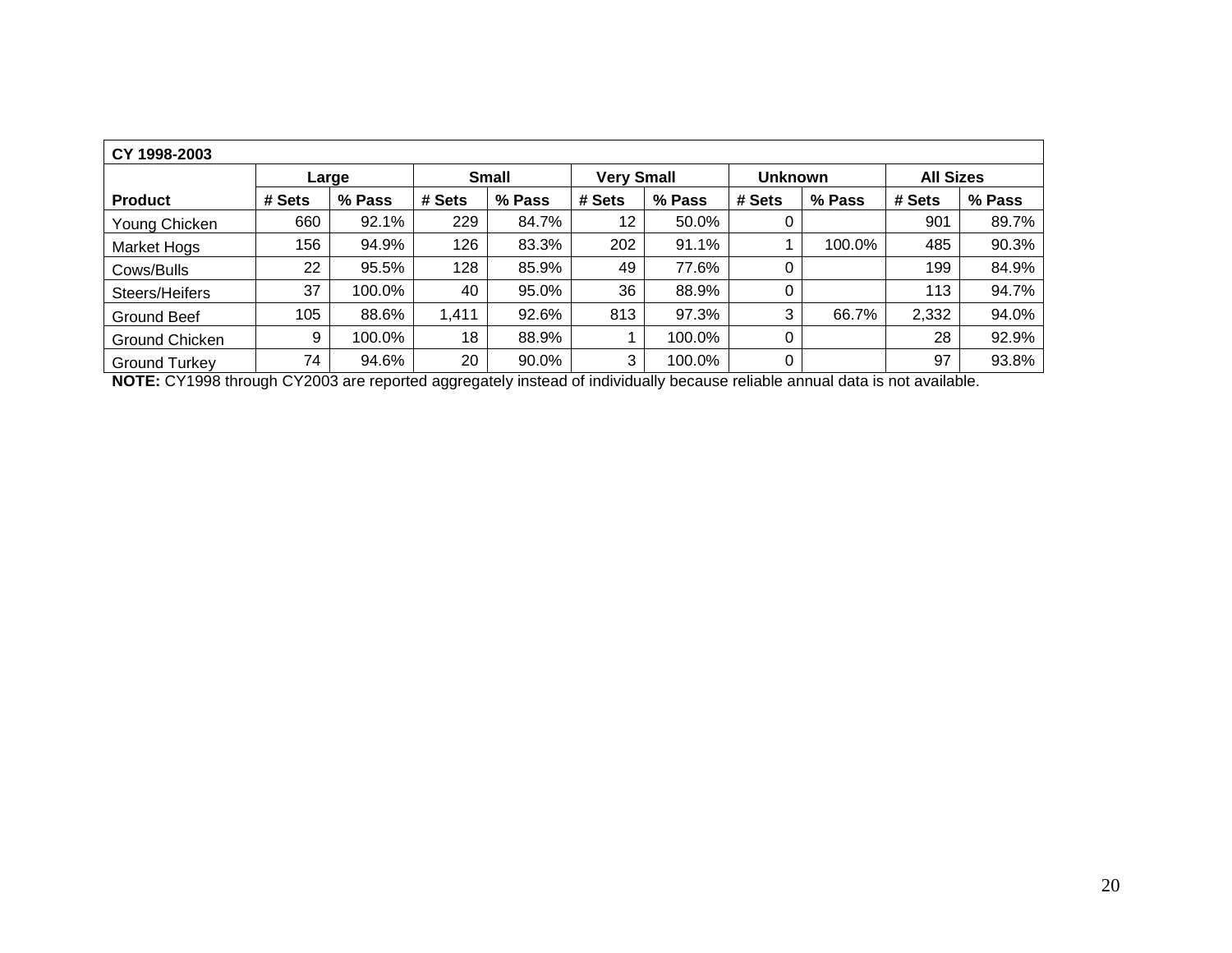| CY 1998-2003 | | | | | | | | | | |
|---|---|---|---|---|---|---|---|---|---|---|
| | Large | | Small | | Very Small | | Unknown | | All Sizes | |
| Product | # Sets | % Pass | # Sets | % Pass | # Sets | % Pass | # Sets | % Pass | # Sets | % Pass |
| Young Chicken | 660 | 92.1% | 229 | 84.7% | 12 | 50.0% | 0 | | 901 | 89.7% |
| Market Hogs | 156 | 94.9% | 126 | 83.3% | 202 | 91.1% | 1 | 100.0% | 485 | 90.3% |
| Cows/Bulls | 22 | 95.5% | 128 | 85.9% | 49 | 77.6% | 0 | | 199 | 84.9% |
| Steers/Heifers | 37 | 100.0% | 40 | 95.0% | 36 | 88.9% | 0 | | 113 | 94.7% |
| Ground Beef | 105 | 88.6% | 1,411 | 92.6% | 813 | 97.3% | 3 | 66.7% | 2,332 | 94.0% |
| Ground Chicken | 9 | 100.0% | 18 | 88.9% | 1 | 100.0% | 0 | | 28 | 92.9% |
| Ground Turkey | 74 | 94.6% | 20 | 90.0% | 3 | 100.0% | 0 | | 97 | 93.8% |

**NOTE:** CY1998 through CY2003 are reported aggregately instead of individually because reliable annual data is not available.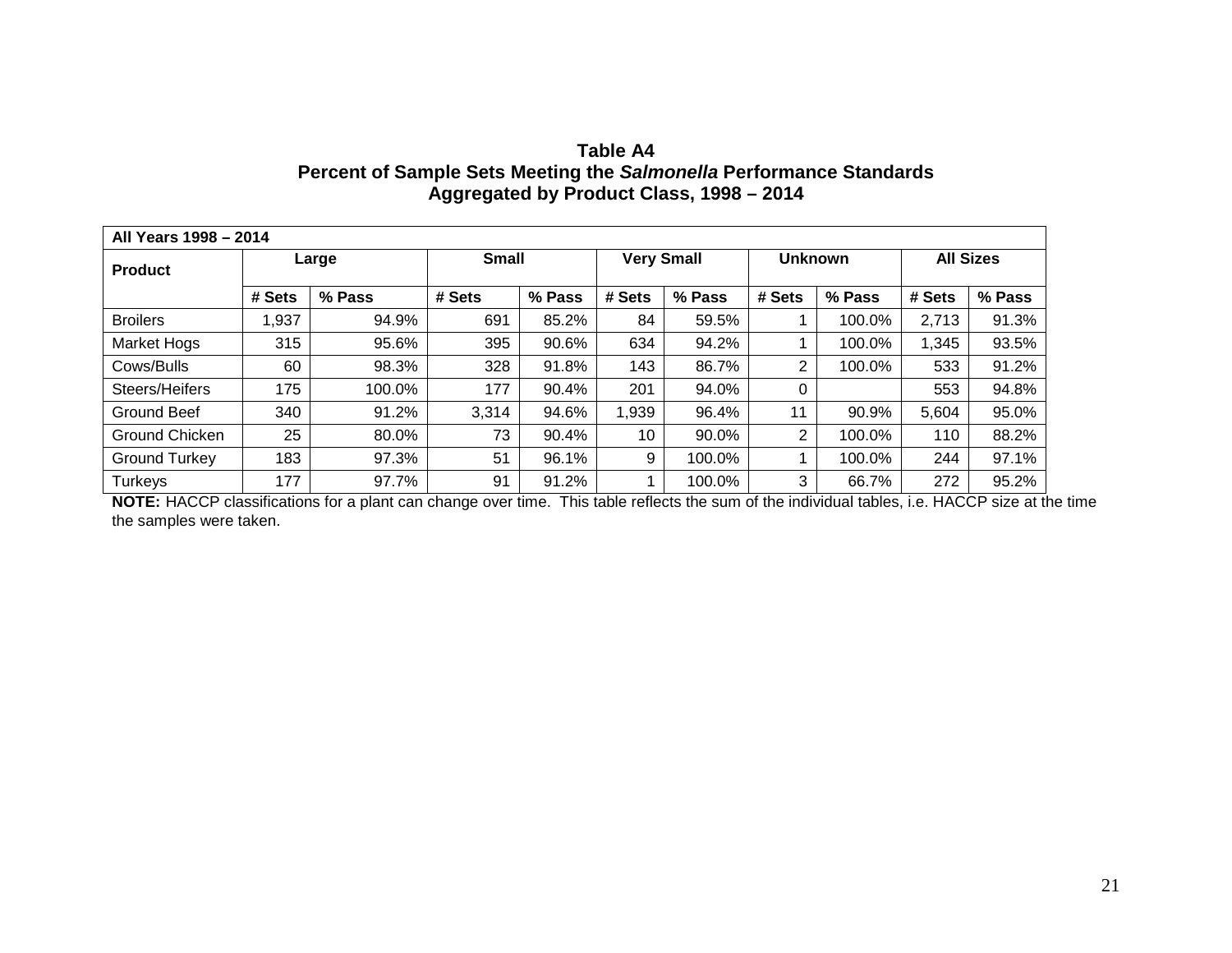**Table A4**
**Percent of Sample Sets Meeting the *Salmonella* Performance Standards**
**Aggregated by Product Class, 1998 – 2014**

| **All Years 1998 – 2014** | | | | | | | | | | |
|---|---|---|---|---|---|---|---|---|---|---|
| **Product** | **Large** | | **Small** | | **Very Small** | | **Unknown** | | **All Sizes** | |
| | **# Sets** | **% Pass** | **# Sets** | **% Pass** | **# Sets** | **% Pass** | **# Sets** | **% Pass** | **# Sets** | **% Pass** |
| Broilers | 1,937 | 94.9% | 691 | 85.2% | 84 | 59.5% | 1 | 100.0% | 2,713 | 91.3% |
| Market Hogs | 315 | 95.6% | 395 | 90.6% | 634 | 94.2% | 1 | 100.0% | 1,345 | 93.5% |
| Cows/Bulls | 60 | 98.3% | 328 | 91.8% | 143 | 86.7% | 2 | 100.0% | 533 | 91.2% |
| Steers/Heifers | 175 | 100.0% | 177 | 90.4% | 201 | 94.0% | 0 | | 553 | 94.8% |
| Ground Beef | 340 | 91.2% | 3,314 | 94.6% | 1,939 | 96.4% | 11 | 90.9% | 5,604 | 95.0% |
| Ground Chicken | 25 | 80.0% | 73 | 90.4% | 10 | 90.0% | 2 | 100.0% | 110 | 88.2% |
| Ground Turkey | 183 | 97.3% | 51 | 96.1% | 9 | 100.0% | 1 | 100.0% | 244 | 97.1% |
| Turkeys | 177 | 97.7% | 91 | 91.2% | 1 | 100.0% | 3 | 66.7% | 272 | 95.2% |

**NOTE:** HACCP classifications for a plant can change over time. This table reflects the sum of the individual tables, i.e. HACCP size at the time the samples were taken.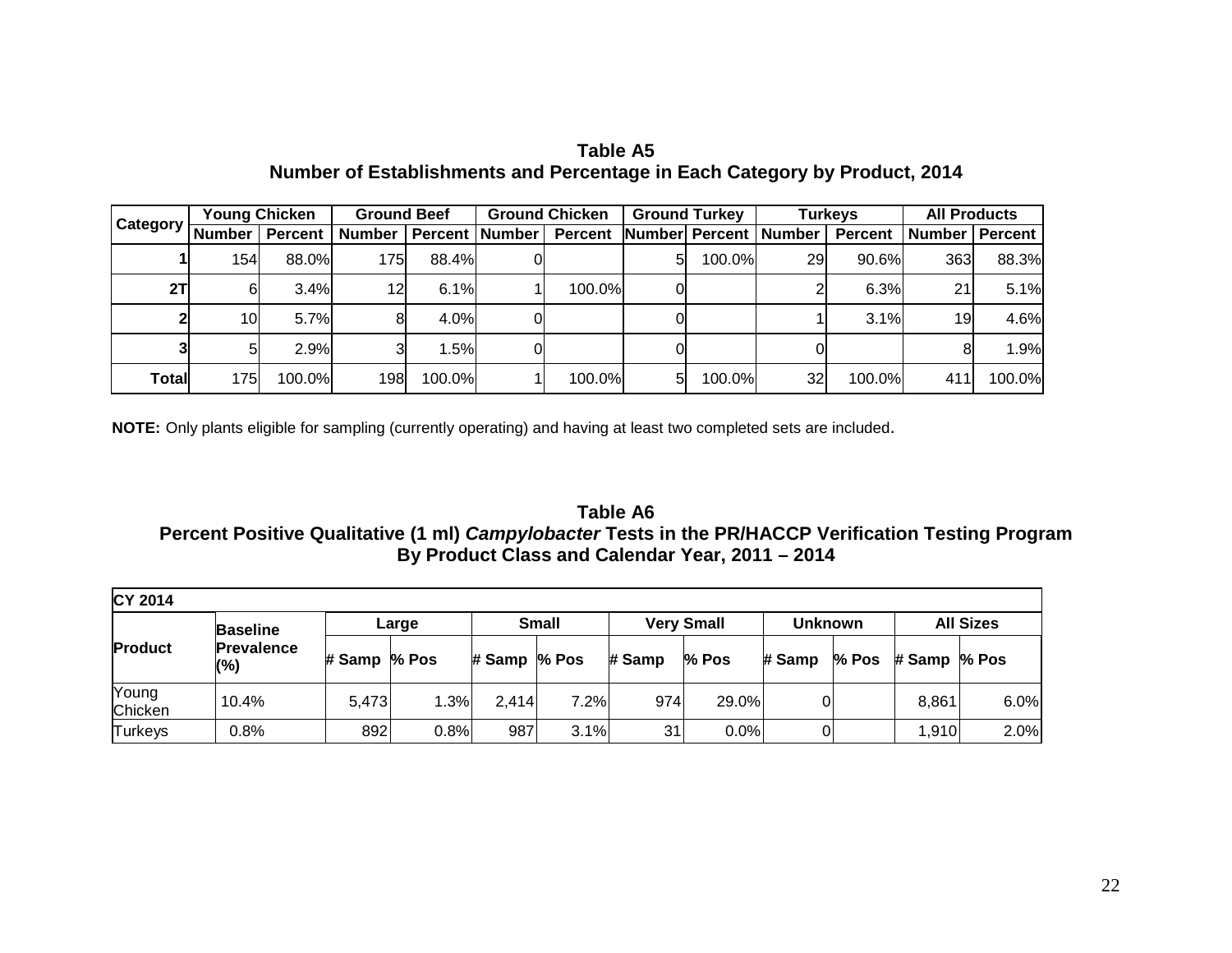**Table A5**
**Number of Establishments and Percentage in Each Category by Product, 2014**

| Category | Young Chicken | | Ground Beef | | Ground Chicken | | Ground Turkey | | Turkeys | | All Products | |
|---|---|---|---|---|---|---|---|---|---|---|---|---|
| | Number | Percent | Number | Percent | Number | Percent | Number | Percent | Number | Percent | Number | Percent |
| 1 | 154 | 88.0% | 175 | 88.4% | 0 | | 5 | 100.0% | 29 | 90.6% | 363 | 88.3% |
| 2T | 6 | 3.4% | 12 | 6.1% | 1 | 100.0% | 0 | | 2 | 6.3% | 21 | 5.1% |
| 2 | 10 | 5.7% | 8 | 4.0% | 0 | | 0 | | 1 | 3.1% | 19 | 4.6% |
| 3 | 5 | 2.9% | 3 | 1.5% | 0 | | 0 | | 0 | | 8 | 1.9% |
| Total | 175 | 100.0% | 198 | 100.0% | 1 | 100.0% | 5 | 100.0% | 32 | 100.0% | 411 | 100.0% |

**NOTE:** Only plants eligible for sampling (currently operating) and having at least two completed sets are included.

**Table A6**
**Percent Positive Qualitative (1 ml) *Campylobacter* Tests in the PR/HACCP Verification Testing Program**
**By Product Class and Calendar Year, 2011 – 2014**

| **CY 2014** | | | | | | | | | | | |
|---|---|---|---|---|---|---|---|---|---|---|---|
| **Product** | **Baseline Prevalence (%)** | **Large** | | **Small** | | **Very Small** | | **Unknown** | | **All Sizes** | |
| | | **# Samp** | **% Pos** | **# Samp** | **% Pos** | **# Samp** | **% Pos** | **# Samp** | **% Pos** | **# Samp** | **% Pos** |
| Young Chicken | 10.4% | 5,473 | 1.3% | 2,414 | 7.2% | 974 | 29.0% | 0 | | 8,861 | 6.0% |
| Turkeys | 0.8% | 892 | 0.8% | 987 | 3.1% | 31 | 0.0% | 0 | | 1,910 | 2.0% |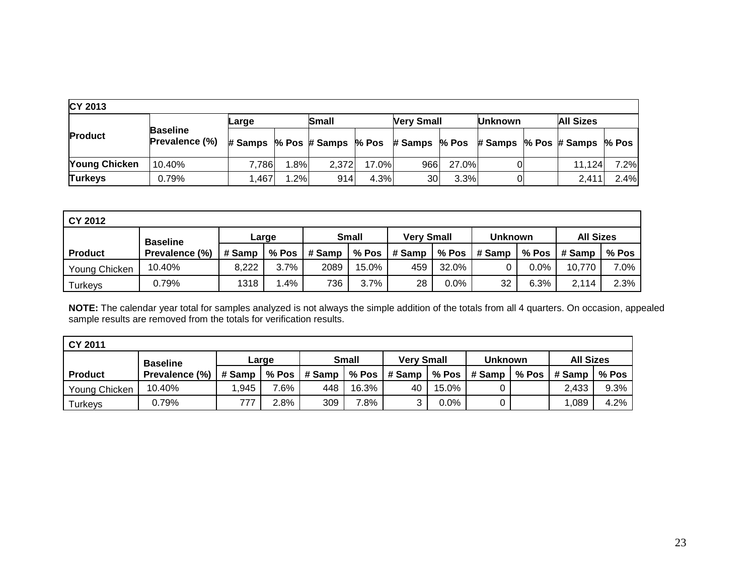| CY 2013 | | | | | | | | | | | |
|---|---|---|---|---|---|---|---|---|---|---|---|
| Product | Baseline Prevalence (%) | Large | | Small | | Very Small | | Unknown | | All Sizes | |
| | | # Samps | % Pos | # Samps | % Pos | # Samps | % Pos | # Samps | % Pos | # Samps | % Pos |
| Young Chicken | 10.40% | 7,786 | 1.8% | 2,372 | 17.0% | 966 | 27.0% | 0 | | 11,124 | 7.2% |
| Turkeys | 0.79% | 1,467 | 1.2% | 914 | 4.3% | 30 | 3.3% | 0 | | 2,411 | 2.4% |

| CY 2012 | | | | | | | | | | | |
|---|---|---|---|---|---|---|---|---|---|---|---|
| Product | Baseline Prevalence (%) | Large | | Small | | Very Small | | Unknown | | All Sizes | |
| | | # Samp | % Pos | # Samp | % Pos | # Samp | % Pos | # Samp | % Pos | # Samp | % Pos |
| Young Chicken | 10.40% | 8,222 | 3.7% | 2089 | 15.0% | 459 | 32.0% | 0 | 0.0% | 10,770 | 7.0% |
| Turkeys | 0.79% | 1318 | 1.4% | 736 | 3.7% | 28 | 0.0% | 32 | 6.3% | 2,114 | 2.3% |

**NOTE:** The calendar year total for samples analyzed is not always the simple addition of the totals from all 4 quarters. On occasion, appealed sample results are removed from the totals for verification results.

| CY 2011 | | | | | | | | | | | |
|---|---|---|---|---|---|---|---|---|---|---|---|
| Product | Baseline Prevalence (%) | Large | | Small | | Very Small | | Unknown | | All Sizes | |
| | | # Samp | % Pos | # Samp | % Pos | # Samp | % Pos | # Samp | % Pos | # Samp | % Pos |
| Young Chicken | 10.40% | 1,945 | 7.6% | 448 | 16.3% | 40 | 15.0% | 0 | | 2,433 | 9.3% |
| Turkeys | 0.79% | 777 | 2.8% | 309 | 7.8% | 3 | 0.0% | 0 | | 1,089 | 4.2% |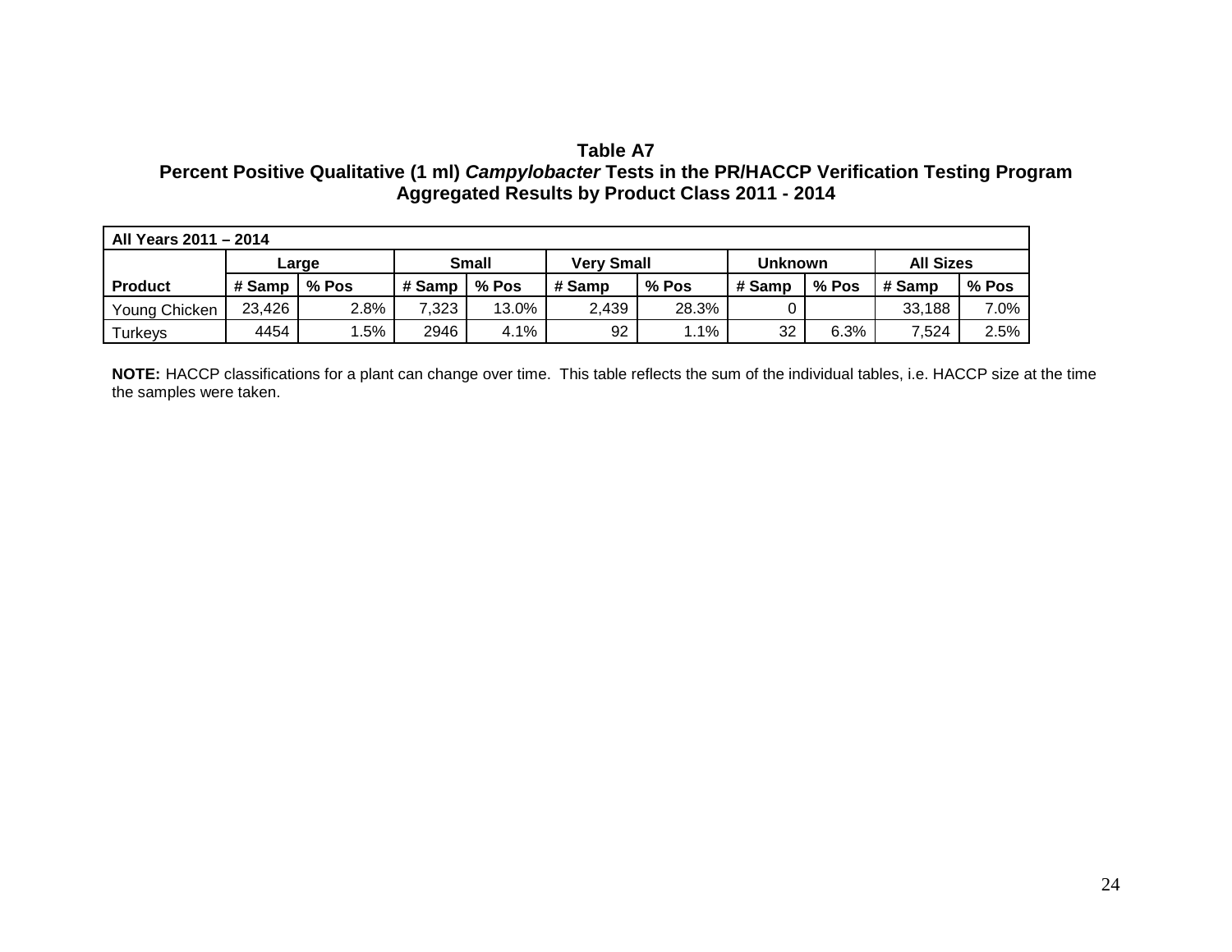**Table A7**
**Percent Positive Qualitative (1 ml) *Campylobacter* Tests in the PR/HACCP Verification Testing Program**
**Aggregated Results by Product Class 2011 - 2014**

| **All Years 2011 – 2014** | | | | | | | | | | |
|---|---|---|---|---|---|---|---|---|---|---|
| | **Large** | | **Small** | | **Very Small** | | **Unknown** | | **All Sizes** | |
| **Product** | **# Samp** | **% Pos** | **# Samp** | **% Pos** | **# Samp** | **% Pos** | **# Samp** | **% Pos** | **# Samp** | **% Pos** |
| Young Chicken | 23,426 | 2.8% | 7,323 | 13.0% | 2,439 | 28.3% | 0 | | 33,188 | 7.0% |
| Turkeys | 4454 | 1.5% | 2946 | 4.1% | 92 | 1.1% | 32 | 6.3% | 7,524 | 2.5% |

**NOTE:** HACCP classifications for a plant can change over time. This table reflects the sum of the individual tables, i.e. HACCP size at the time the samples were taken.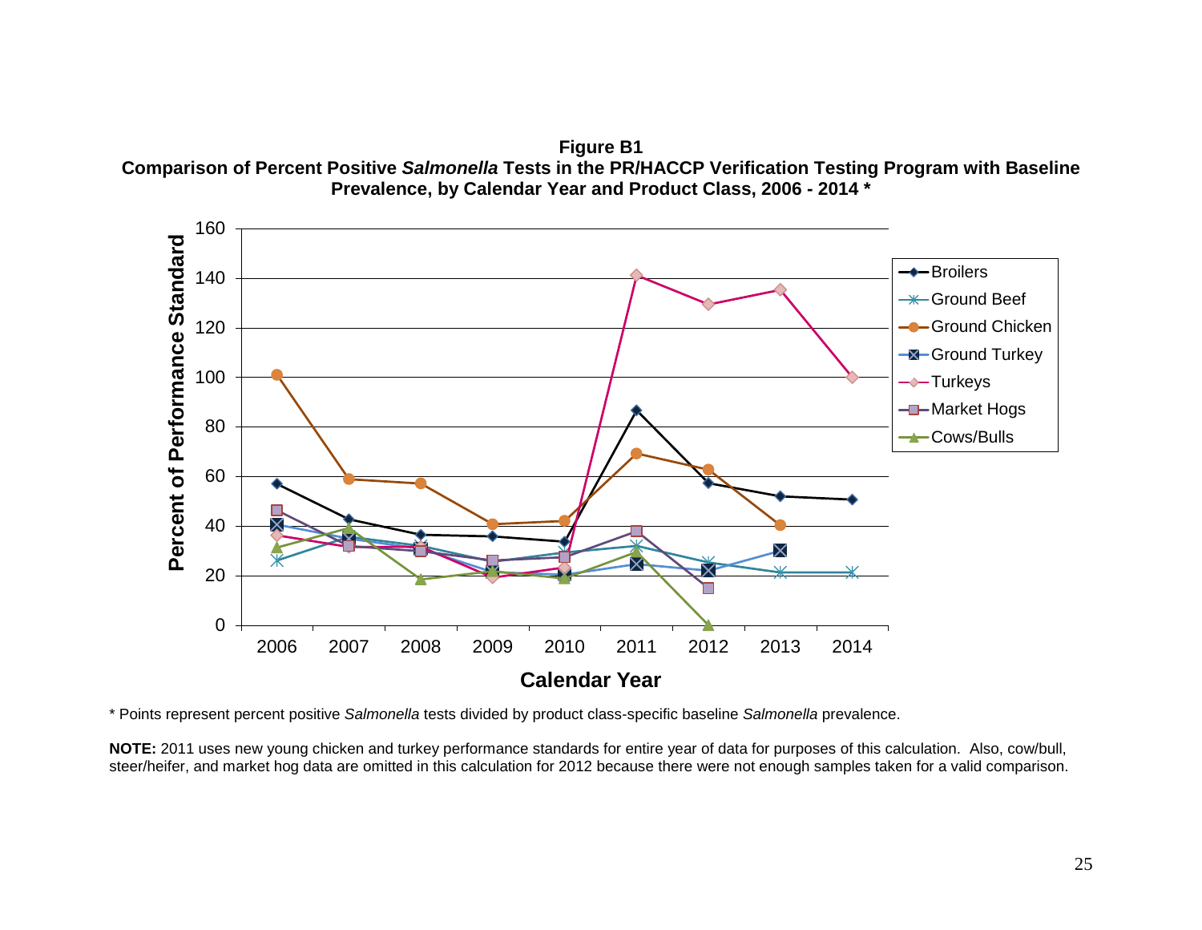**Figure B1**

**Comparison of Percent Positive *Salmonella* Tests in the PR/HACCP Verification Testing Program with Baseline Prevalence, by Calendar Year and Product Class, 2006 - 2014 ***

* Points represent percent positive *Salmonella* tests divided by product class-specific baseline *Salmonella* prevalence.

**NOTE:** 2011 uses new young chicken and turkey performance standards for entire year of data for purposes of this calculation. Also, cow/bull, steer/heifer, and market hog data are omitted in this calculation for 2012 because there were not enough samples taken for a valid comparison.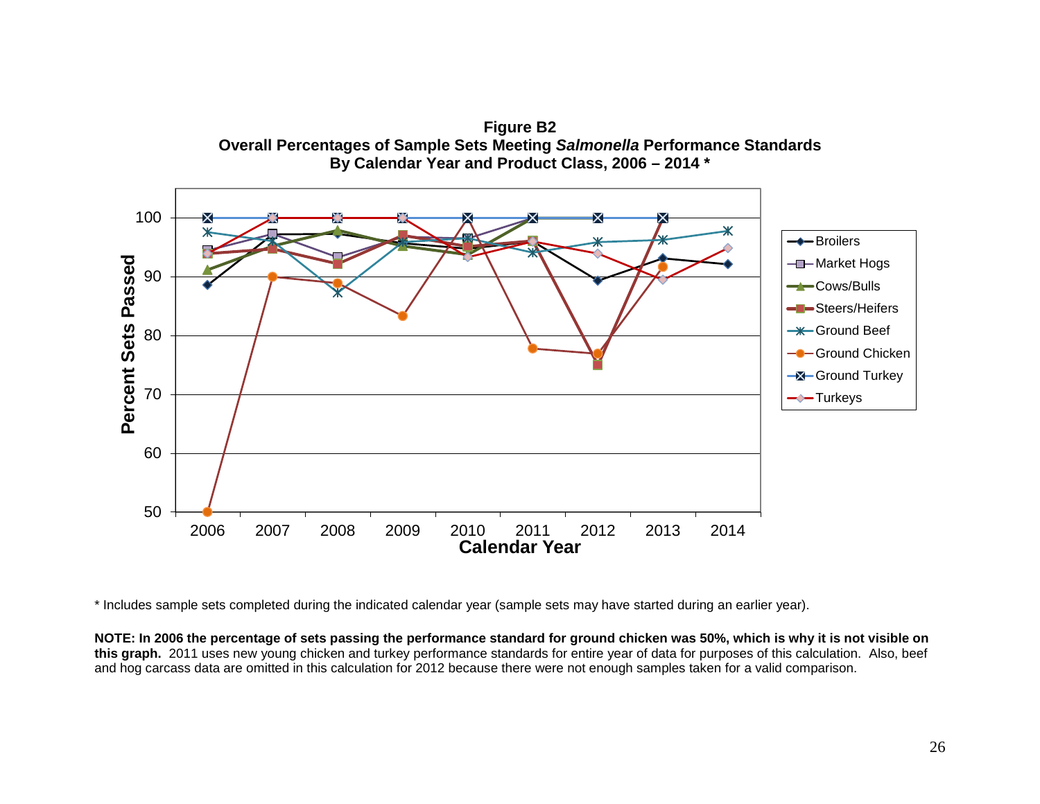**Figure B2**
**Overall Percentages of Sample Sets Meeting *Salmonella* Performance Standards**
**By Calendar Year and Product Class, 2006 – 2014 ***

\* Includes sample sets completed during the indicated calendar year (sample sets may have started during an earlier year).

**NOTE: In 2006 the percentage of sets passing the performance standard for ground chicken was 50%, which is why it is not visible on this graph.** 2011 uses new young chicken and turkey performance standards for entire year of data for purposes of this calculation. Also, beef and hog carcass data are omitted in this calculation for 2012 because there were not enough samples taken for a valid comparison.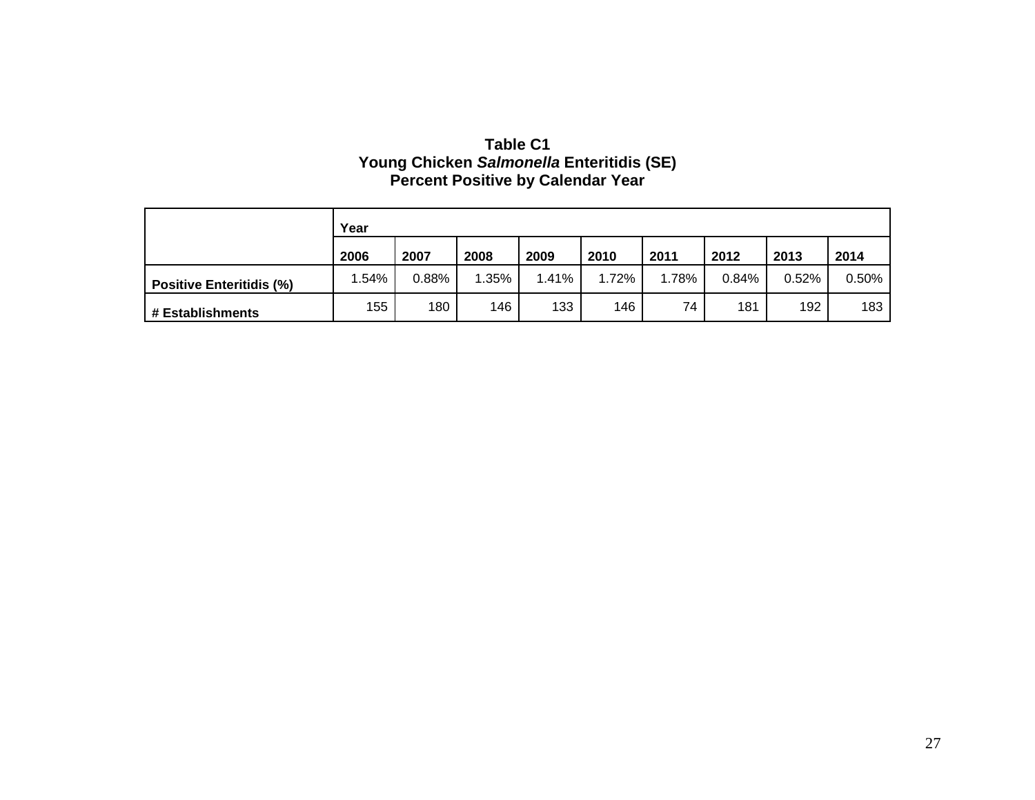**Table C1**
**Young Chicken *Salmonella* Enteritidis (SE)**
**Percent Positive by Calendar Year**

| | Year | | | | | | | | |
|---|---|---|---|---|---|---|---|---|---|
| | **2006** | **2007** | **2008** | **2009** | **2010** | **2011** | **2012** | **2013** | **2014** |
| **Positive Enteritidis (%)** | 1.54% | 0.88% | 1.35% | 1.41% | 1.72% | 1.78% | 0.84% | 0.52% | 0.50% |
| **# Establishments** | 155 | 180 | 146 | 133 | 146 | 74 | 181 | 192 | 183 |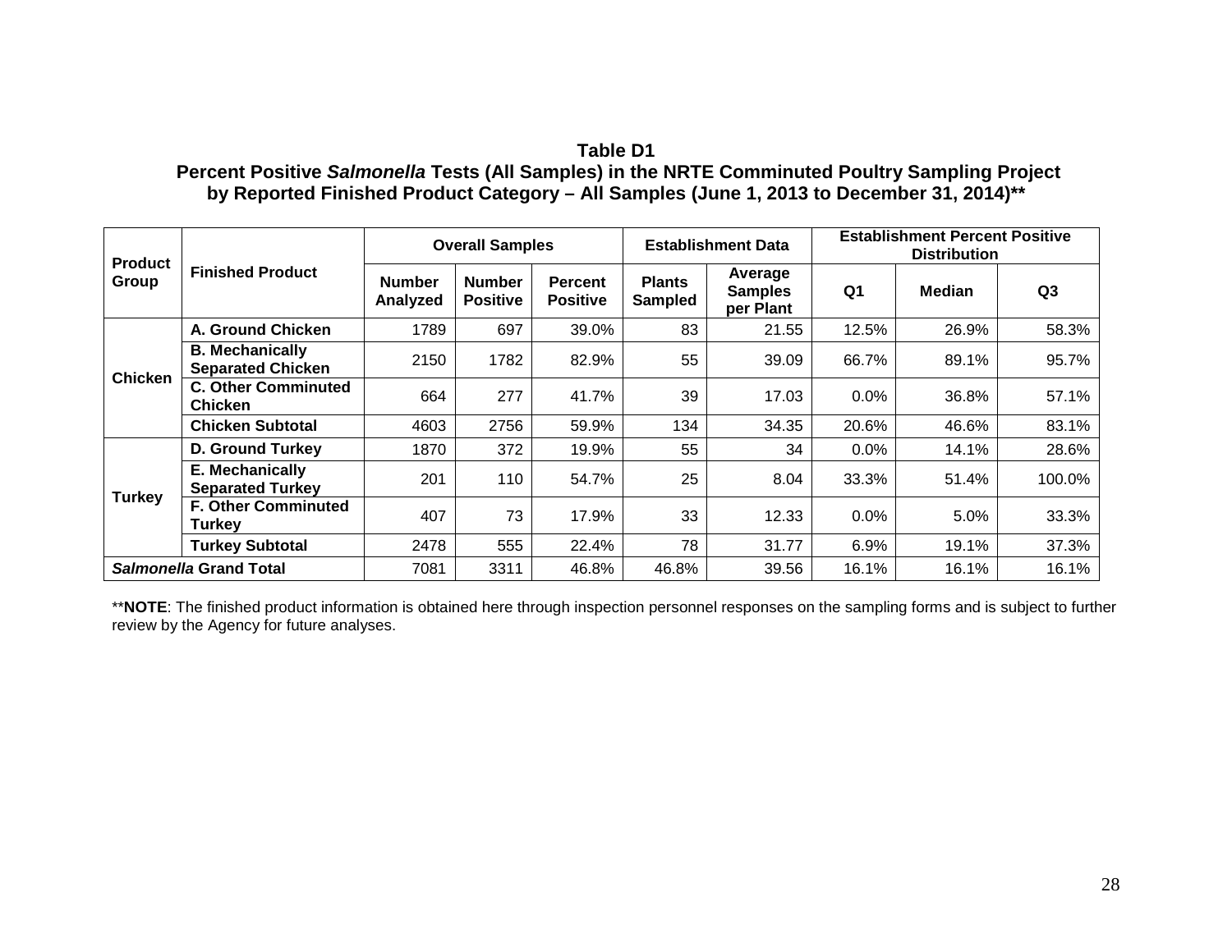**Table D1**
**Percent Positive *Salmonella* Tests (All Samples) in the NRTE Comminuted Poultry Sampling Project by Reported Finished Product Category – All Samples (June 1, 2013 to December 31, 2014)****

| Product Group | Finished Product | Overall Samples | | | Establishment Data | | Establishment Percent Positive Distribution | | |
|---|---|---|---|---|---|---|---|---|---|
| | | Number Analyzed | Number Positive | Percent Positive | Plants Sampled | Average Samples per Plant | Q1 | Median | Q3 |
| Chicken | A. Ground Chicken | 1789 | 697 | 39.0% | 83 | 21.55 | 12.5% | 26.9% | 58.3% |
| | B. Mechanically Separated Chicken | 2150 | 1782 | 82.9% | 55 | 39.09 | 66.7% | 89.1% | 95.7% |
| | C. Other Comminuted Chicken | 664 | 277 | 41.7% | 39 | 17.03 | 0.0% | 36.8% | 57.1% |
| | Chicken Subtotal | 4603 | 2756 | 59.9% | 134 | 34.35 | 20.6% | 46.6% | 83.1% |
| Turkey | D. Ground Turkey | 1870 | 372 | 19.9% | 55 | 34 | 0.0% | 14.1% | 28.6% |
| | E. Mechanically Separated Turkey | 201 | 110 | 54.7% | 25 | 8.04 | 33.3% | 51.4% | 100.0% |
| | F. Other Comminuted Turkey | 407 | 73 | 17.9% | 33 | 12.33 | 0.0% | 5.0% | 33.3% |
| | Turkey Subtotal | 2478 | 555 | 22.4% | 78 | 31.77 | 6.9% | 19.1% | 37.3% |
| ***Salmonella* Grand Total** | | 7081 | 3311 | 46.8% | 46.8% | 39.56 | 16.1% | 16.1% | 16.1% |

****NOTE**: The finished product information is obtained here through inspection personnel responses on the sampling forms and is subject to further review by the Agency for future analyses.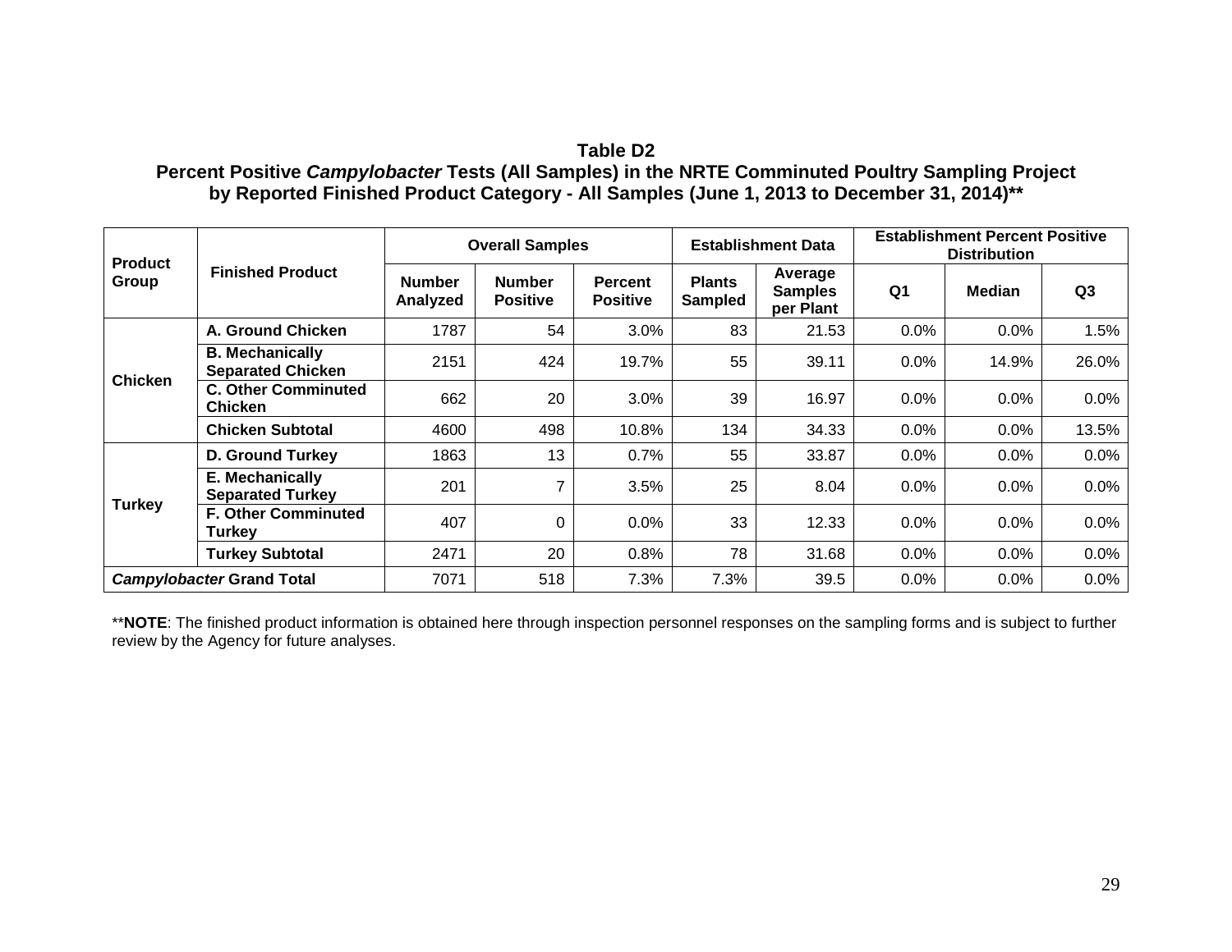**Table D2**
**Percent Positive *Campylobacter* Tests (All Samples) in the NRTE Comminuted Poultry Sampling Project by Reported Finished Product Category - All Samples (June 1, 2013 to December 31, 2014)\*\***

| Product Group | Finished Product | Overall Samples | | | Establishment Data | | Establishment Percent Positive Distribution | | |
|---|---|---|---|---|---|---|---|---|---|
| | | Number Analyzed | Number Positive | Percent Positive | Plants Sampled | Average Samples per Plant | Q1 | Median | Q3 |
| Chicken | **A. Ground Chicken** | 1787 | 54 | 3.0% | 83 | 21.53 | 0.0% | 0.0% | 1.5% |
| | **B. Mechanically Separated Chicken** | 2151 | 424 | 19.7% | 55 | 39.11 | 0.0% | 14.9% | 26.0% |
| | **C. Other Comminuted Chicken** | 662 | 20 | 3.0% | 39 | 16.97 | 0.0% | 0.0% | 0.0% |
| | **Chicken Subtotal** | 4600 | 498 | 10.8% | 134 | 34.33 | 0.0% | 0.0% | 13.5% |
| Turkey | **D. Ground Turkey** | 1863 | 13 | 0.7% | 55 | 33.87 | 0.0% | 0.0% | 0.0% |
| | **E. Mechanically Separated Turkey** | 201 | 7 | 3.5% | 25 | 8.04 | 0.0% | 0.0% | 0.0% |
| | **F. Other Comminuted Turkey** | 407 | 0 | 0.0% | 33 | 12.33 | 0.0% | 0.0% | 0.0% |
| | **Turkey Subtotal** | 2471 | 20 | 0.8% | 78 | 31.68 | 0.0% | 0.0% | 0.0% |
| ***Campylobacter* Grand Total** | | 7071 | 518 | 7.3% | 7.3% | 39.5 | 0.0% | 0.0% | 0.0% |

\*\***NOTE**: The finished product information is obtained here through inspection personnel responses on the sampling forms and is subject to further review by the Agency for future analyses.